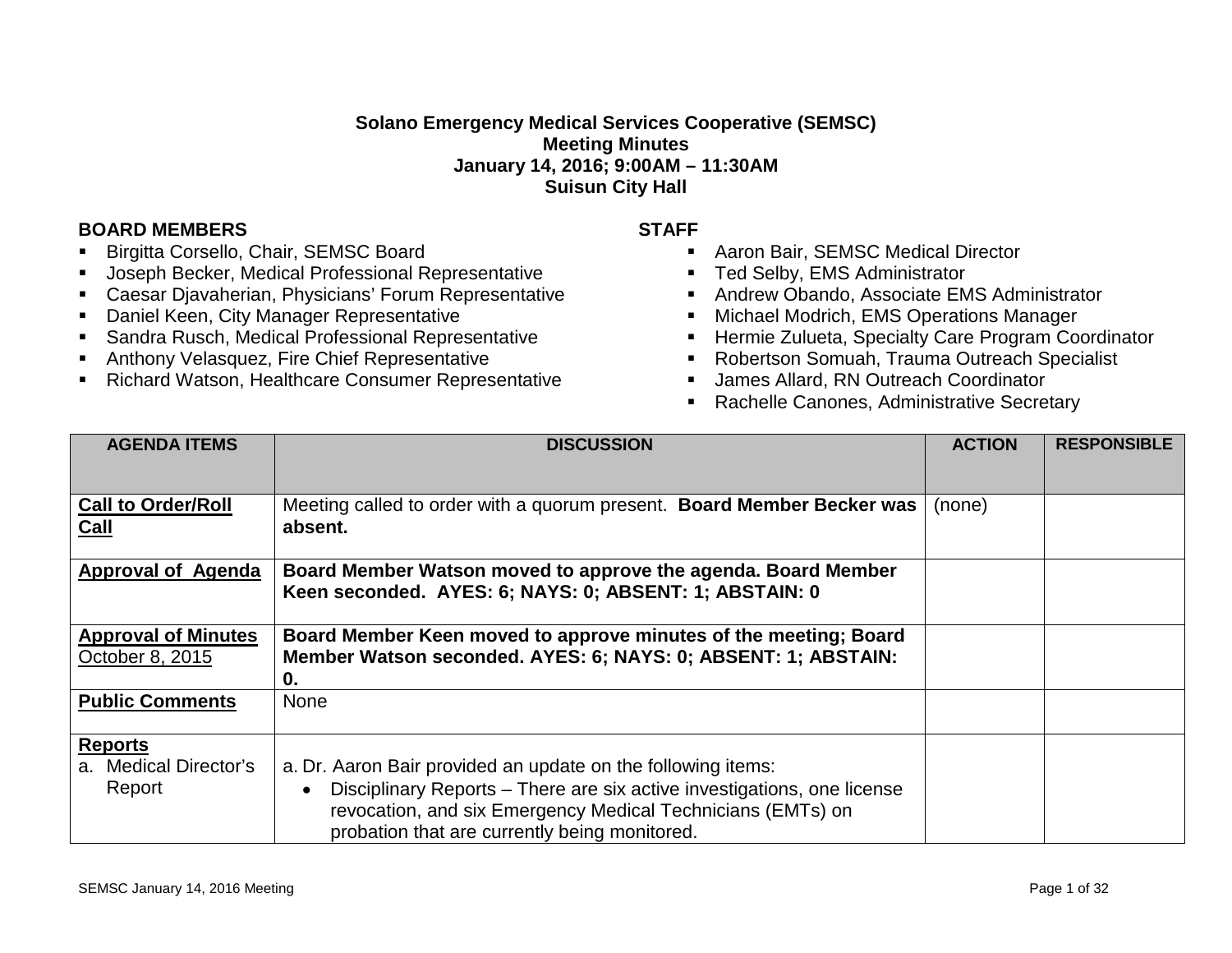**Solano Emergency Medical Services Cooperative (SEMSC)**
**Meeting Minutes**
**January 14, 2016; 9:00AM – 11:30AM**
**Suisun City Hall**

**BOARD MEMBERS**

- Birgitta Corsello, Chair, SEMSC Board
- Joseph Becker, Medical Professional Representative
- Caesar Djavaherian, Physicians' Forum Representative
- Daniel Keen, City Manager Representative
- Sandra Rusch, Medical Professional Representative
- Anthony Velasquez, Fire Chief Representative
- Richard Watson, Healthcare Consumer Representative

**STAFF**

- Aaron Bair, SEMSC Medical Director
- Ted Selby, EMS Administrator
- Andrew Obando, Associate EMS Administrator
- Michael Modrich, EMS Operations Manager
- Hermie Zulueta, Specialty Care Program Coordinator
- Robertson Somuah, Trauma Outreach Specialist
- James Allard, RN Outreach Coordinator
- Rachelle Canones, Administrative Secretary

| AGENDA ITEMS | DISCUSSION | ACTION | RESPONSIBLE |
|---|---|---|---|
| **Call to Order/Roll Call** | Meeting called to order with a quorum present. **Board Member Becker was absent.** | (none) | |
| **Approval of Agenda** | **Board Member Watson moved to approve the agenda. Board Member Keen seconded. AYES: 6; NAYS: 0; ABSENT: 1; ABSTAIN: 0** | | |
| **Approval of Minutes** October 8, 2015 | **Board Member Keen moved to approve minutes of the meeting; Board Member Watson seconded. AYES: 6; NAYS: 0; ABSENT: 1; ABSTAIN: 0.** | | |
| **Public Comments** | None | | |
| **Reports** a. Medical Director's Report | a. Dr. Aaron Bair provided an update on the following items: • Disciplinary Reports – There are six active investigations, one license revocation, and six Emergency Medical Technicians (EMTs) on probation that are currently being monitored. | | |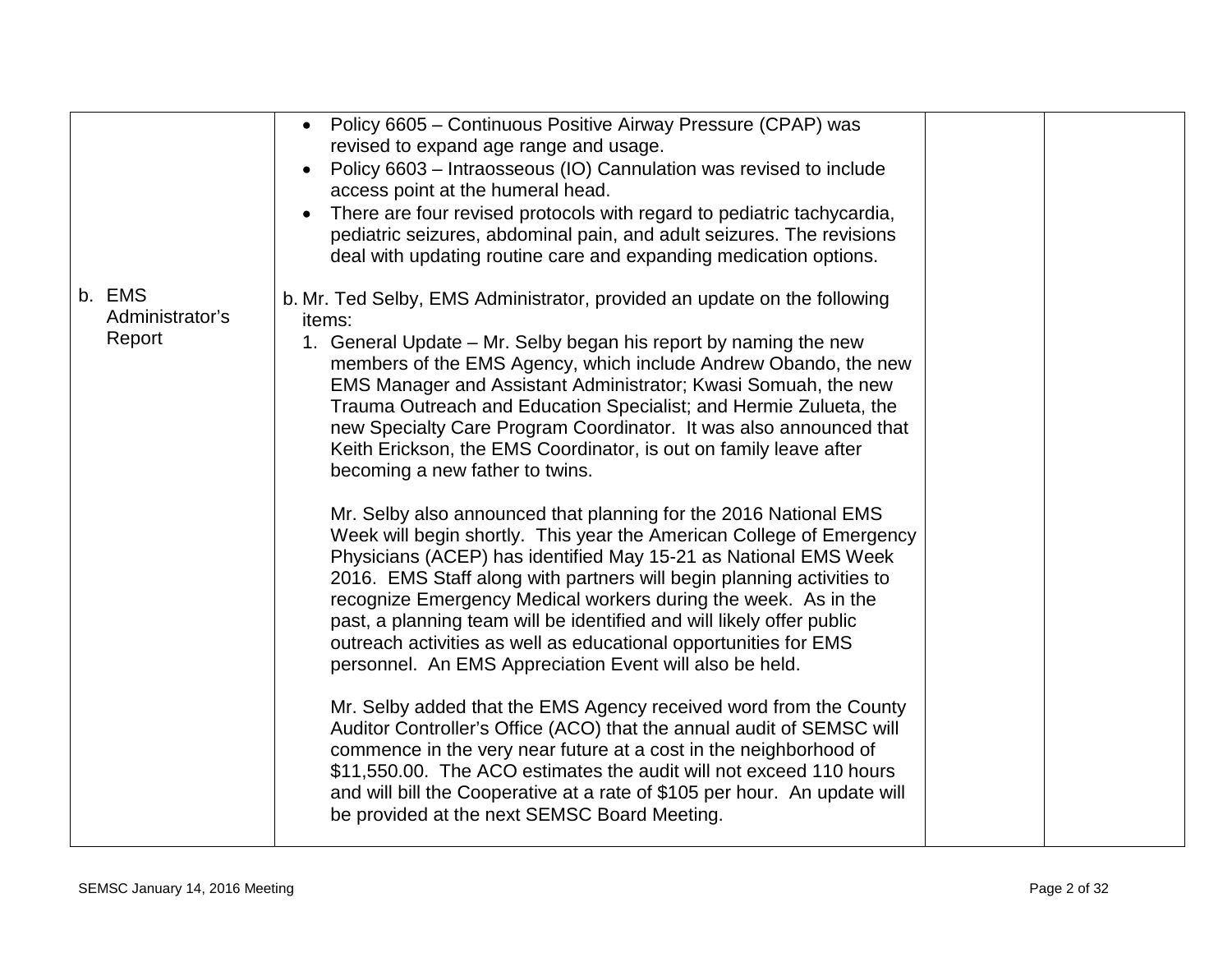| | | | |
|---|---|---|---|
| | • Policy 6605 – Continuous Positive Airway Pressure (CPAP) was revised to expand age range and usage.<br>• Policy 6603 – Intraosseous (IO) Cannulation was revised to include access point at the humeral head.<br>• There are four revised protocols with regard to pediatric tachycardia, pediatric seizures, abdominal pain, and adult seizures. The revisions deal with updating routine care and expanding medication options. | | |
| b. EMS Administrator's Report | b. Mr. Ted Selby, EMS Administrator, provided an update on the following items:<br>1. General Update – Mr. Selby began his report by naming the new members of the EMS Agency, which include Andrew Obando, the new EMS Manager and Assistant Administrator; Kwasi Somuah, the new Trauma Outreach and Education Specialist; and Hermie Zulueta, the new Specialty Care Program Coordinator. It was also announced that Keith Erickson, the EMS Coordinator, is out on family leave after becoming a new father to twins.<br><br>Mr. Selby also announced that planning for the 2016 National EMS Week will begin shortly. This year the American College of Emergency Physicians (ACEP) has identified May 15-21 as National EMS Week 2016. EMS Staff along with partners will begin planning activities to recognize Emergency Medical workers during the week. As in the past, a planning team will be identified and will likely offer public outreach activities as well as educational opportunities for EMS personnel. An EMS Appreciation Event will also be held.<br><br>Mr. Selby added that the EMS Agency received word from the County Auditor Controller's Office (ACO) that the annual audit of SEMSC will commence in the very near future at a cost in the neighborhood of $11,550.00. The ACO estimates the audit will not exceed 110 hours and will bill the Cooperative at a rate of $105 per hour. An update will be provided at the next SEMSC Board Meeting. | | |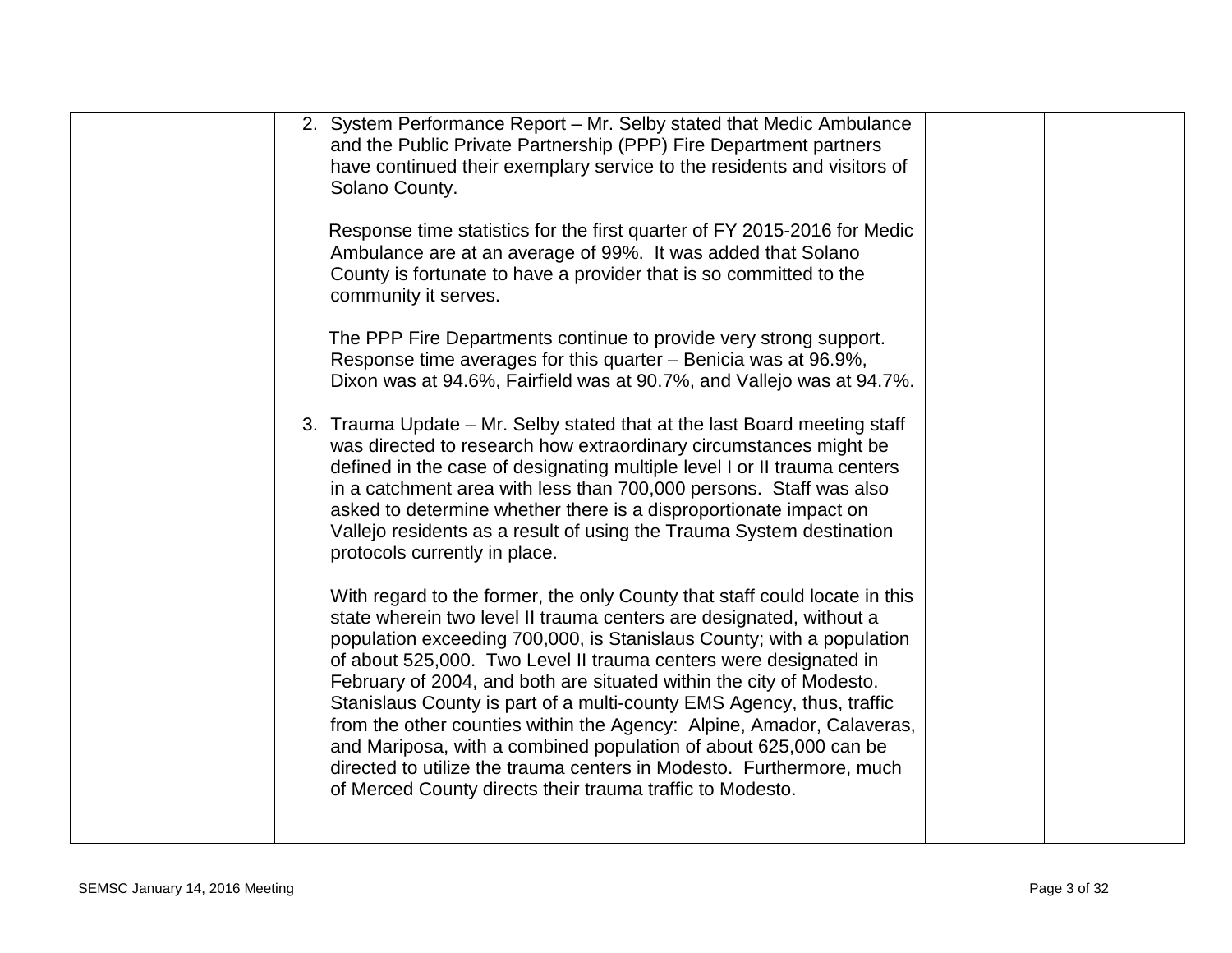| | | | |
|---|---|---|---|
| | 2. System Performance Report – Mr. Selby stated that Medic Ambulance and the Public Private Partnership (PPP) Fire Department partners have continued their exemplary service to the residents and visitors of Solano County.<br><br>Response time statistics for the first quarter of FY 2015-2016 for Medic Ambulance are at an average of 99%. It was added that Solano County is fortunate to have a provider that is so committed to the community it serves.<br><br>The PPP Fire Departments continue to provide very strong support. Response time averages for this quarter – Benicia was at 96.9%, Dixon was at 94.6%, Fairfield was at 90.7%, and Vallejo was at 94.7%.<br><br>3. Trauma Update – Mr. Selby stated that at the last Board meeting staff was directed to research how extraordinary circumstances might be defined in the case of designating multiple level I or II trauma centers in a catchment area with less than 700,000 persons. Staff was also asked to determine whether there is a disproportionate impact on Vallejo residents as a result of using the Trauma System destination protocols currently in place.<br><br>With regard to the former, the only County that staff could locate in this state wherein two level II trauma centers are designated, without a population exceeding 700,000, is Stanislaus County; with a population of about 525,000. Two Level II trauma centers were designated in February of 2004, and both are situated within the city of Modesto. Stanislaus County is part of a multi-county EMS Agency, thus, traffic from the other counties within the Agency: Alpine, Amador, Calaveras, and Mariposa, with a combined population of about 625,000 can be directed to utilize the trauma centers in Modesto. Furthermore, much of Merced County directs their trauma traffic to Modesto. | | |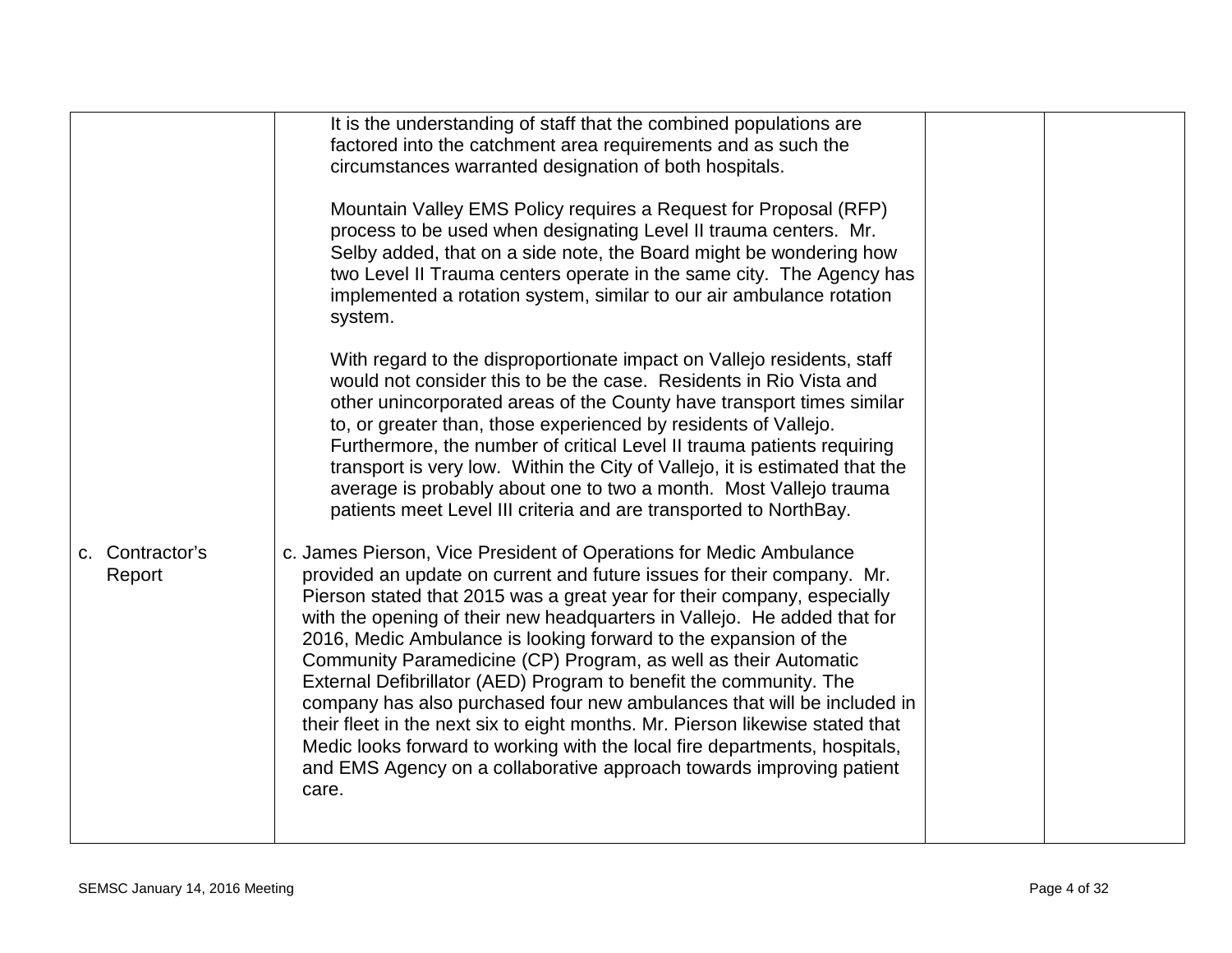| | | | |
|---|---|---|---|
| | It is the understanding of staff that the combined populations are factored into the catchment area requirements and as such the circumstances warranted designation of both hospitals.<br><br>Mountain Valley EMS Policy requires a Request for Proposal (RFP) process to be used when designating Level II trauma centers. Mr. Selby added, that on a side note, the Board might be wondering how two Level II Trauma centers operate in the same city. The Agency has implemented a rotation system, similar to our air ambulance rotation system.<br><br>With regard to the disproportionate impact on Vallejo residents, staff would not consider this to be the case. Residents in Rio Vista and other unincorporated areas of the County have transport times similar to, or greater than, those experienced by residents of Vallejo. Furthermore, the number of critical Level II trauma patients requiring transport is very low. Within the City of Vallejo, it is estimated that the average is probably about one to two a month. Most Vallejo trauma patients meet Level III criteria and are transported to NorthBay. | | |
| c. Contractor's Report | c. James Pierson, Vice President of Operations for Medic Ambulance provided an update on current and future issues for their company. Mr. Pierson stated that 2015 was a great year for their company, especially with the opening of their new headquarters in Vallejo. He added that for 2016, Medic Ambulance is looking forward to the expansion of the Community Paramedicine (CP) Program, as well as their Automatic External Defibrillator (AED) Program to benefit the community. The company has also purchased four new ambulances that will be included in their fleet in the next six to eight months. Mr. Pierson likewise stated that Medic looks forward to working with the local fire departments, hospitals, and EMS Agency on a collaborative approach towards improving patient care. | | |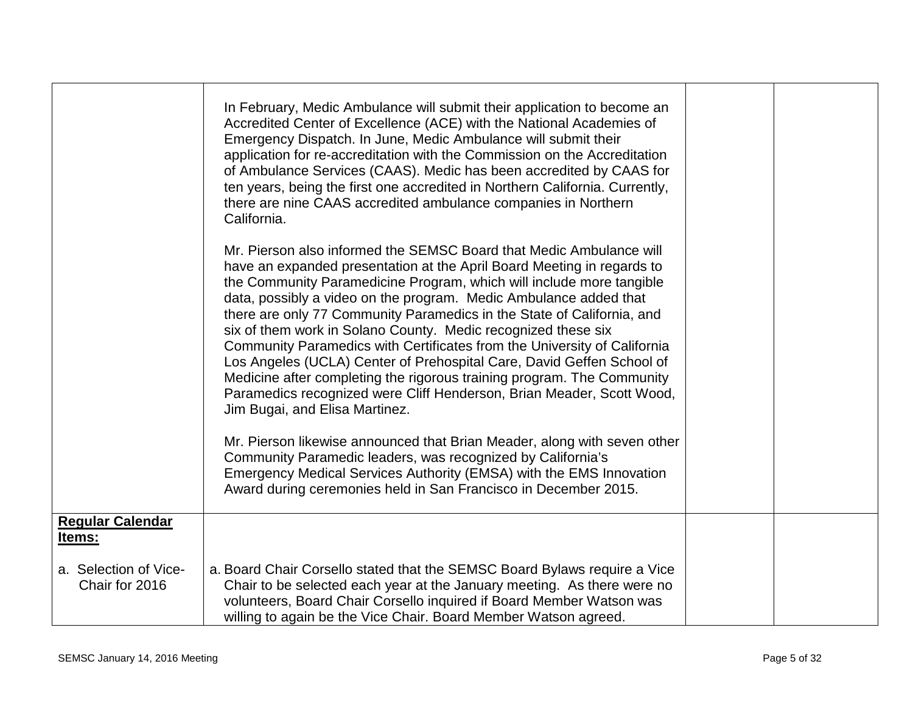| | | | |
|---|---|---|---|
| | In February, Medic Ambulance will submit their application to become an Accredited Center of Excellence (ACE) with the National Academies of Emergency Dispatch. In June, Medic Ambulance will submit their application for re-accreditation with the Commission on the Accreditation of Ambulance Services (CAAS). Medic has been accredited by CAAS for ten years, being the first one accredited in Northern California. Currently, there are nine CAAS accredited ambulance companies in Northern California.<br><br>Mr. Pierson also informed the SEMSC Board that Medic Ambulance will have an expanded presentation at the April Board Meeting in regards to the Community Paramedicine Program, which will include more tangible data, possibly a video on the program. Medic Ambulance added that there are only 77 Community Paramedics in the State of California, and six of them work in Solano County. Medic recognized these six Community Paramedics with Certificates from the University of California Los Angeles (UCLA) Center of Prehospital Care, David Geffen School of Medicine after completing the rigorous training program. The Community Paramedics recognized were Cliff Henderson, Brian Meader, Scott Wood, Jim Bugai, and Elisa Martinez.<br><br>Mr. Pierson likewise announced that Brian Meader, along with seven other Community Paramedic leaders, was recognized by California's Emergency Medical Services Authority (EMSA) with the EMS Innovation Award during ceremonies held in San Francisco in December 2015. | | |
| **Regular Calendar Items:**<br><br>a. Selection of Vice-Chair for 2016 | a. Board Chair Corsello stated that the SEMSC Board Bylaws require a Vice Chair to be selected each year at the January meeting. As there were no volunteers, Board Chair Corsello inquired if Board Member Watson was willing to again be the Vice Chair. Board Member Watson agreed. | | |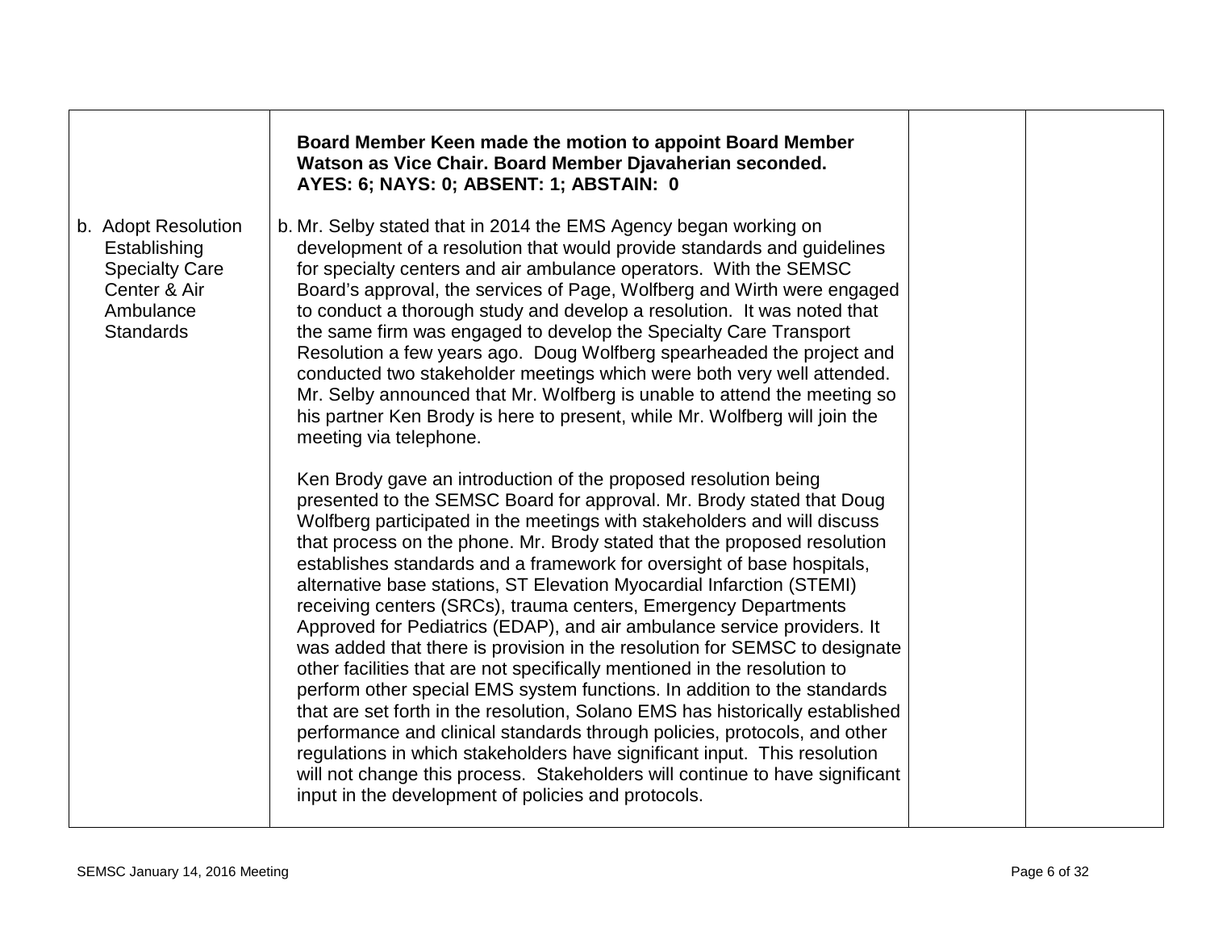| | | | |
|---|---|---|---|
| | **Board Member Keen made the motion to appoint Board Member Watson as Vice Chair. Board Member Djavaherian seconded. AYES: 6; NAYS: 0; ABSENT: 1; ABSTAIN: 0** | | |
| b. Adopt Resolution Establishing Specialty Care Center & Air Ambulance Standards | b. Mr. Selby stated that in 2014 the EMS Agency began working on development of a resolution that would provide standards and guidelines for specialty centers and air ambulance operators. With the SEMSC Board's approval, the services of Page, Wolfberg and Wirth were engaged to conduct a thorough study and develop a resolution. It was noted that the same firm was engaged to develop the Specialty Care Transport Resolution a few years ago. Doug Wolfberg spearheaded the project and conducted two stakeholder meetings which were both very well attended. Mr. Selby announced that Mr. Wolfberg is unable to attend the meeting so his partner Ken Brody is here to present, while Mr. Wolfberg will join the meeting via telephone.<br><br>Ken Brody gave an introduction of the proposed resolution being presented to the SEMSC Board for approval. Mr. Brody stated that Doug Wolfberg participated in the meetings with stakeholders and will discuss that process on the phone. Mr. Brody stated that the proposed resolution establishes standards and a framework for oversight of base hospitals, alternative base stations, ST Elevation Myocardial Infarction (STEMI) receiving centers (SRCs), trauma centers, Emergency Departments Approved for Pediatrics (EDAP), and air ambulance service providers. It was added that there is provision in the resolution for SEMSC to designate other facilities that are not specifically mentioned in the resolution to perform other special EMS system functions. In addition to the standards that are set forth in the resolution, Solano EMS has historically established performance and clinical standards through policies, protocols, and other regulations in which stakeholders have significant input. This resolution will not change this process. Stakeholders will continue to have significant input in the development of policies and protocols. | | |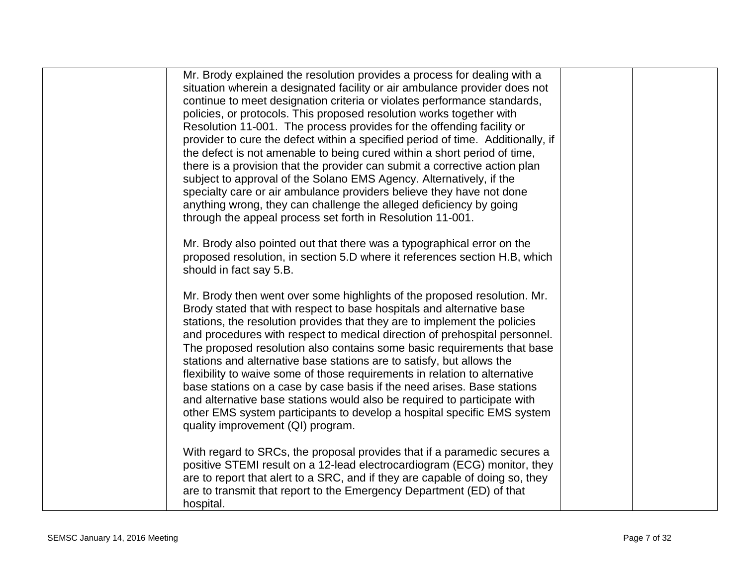| | | | |
|---|---|---|---|
| | Mr. Brody explained the resolution provides a process for dealing with a situation wherein a designated facility or air ambulance provider does not continue to meet designation criteria or violates performance standards, policies, or protocols. This proposed resolution works together with Resolution 11-001. The process provides for the offending facility or provider to cure the defect within a specified period of time. Additionally, if the defect is not amenable to being cured within a short period of time, there is a provision that the provider can submit a corrective action plan subject to approval of the Solano EMS Agency. Alternatively, if the specialty care or air ambulance providers believe they have not done anything wrong, they can challenge the alleged deficiency by going through the appeal process set forth in Resolution 11-001.<br><br>Mr. Brody also pointed out that there was a typographical error on the proposed resolution, in section 5.D where it references section H.B, which should in fact say 5.B.<br><br>Mr. Brody then went over some highlights of the proposed resolution. Mr. Brody stated that with respect to base hospitals and alternative base stations, the resolution provides that they are to implement the policies and procedures with respect to medical direction of prehospital personnel. The proposed resolution also contains some basic requirements that base stations and alternative base stations are to satisfy, but allows the flexibility to waive some of those requirements in relation to alternative base stations on a case by case basis if the need arises. Base stations and alternative base stations would also be required to participate with other EMS system participants to develop a hospital specific EMS system quality improvement (QI) program.<br><br>With regard to SRCs, the proposal provides that if a paramedic secures a positive STEMI result on a 12-lead electrocardiogram (ECG) monitor, they are to report that alert to a SRC, and if they are capable of doing so, they are to transmit that report to the Emergency Department (ED) of that hospital. | | |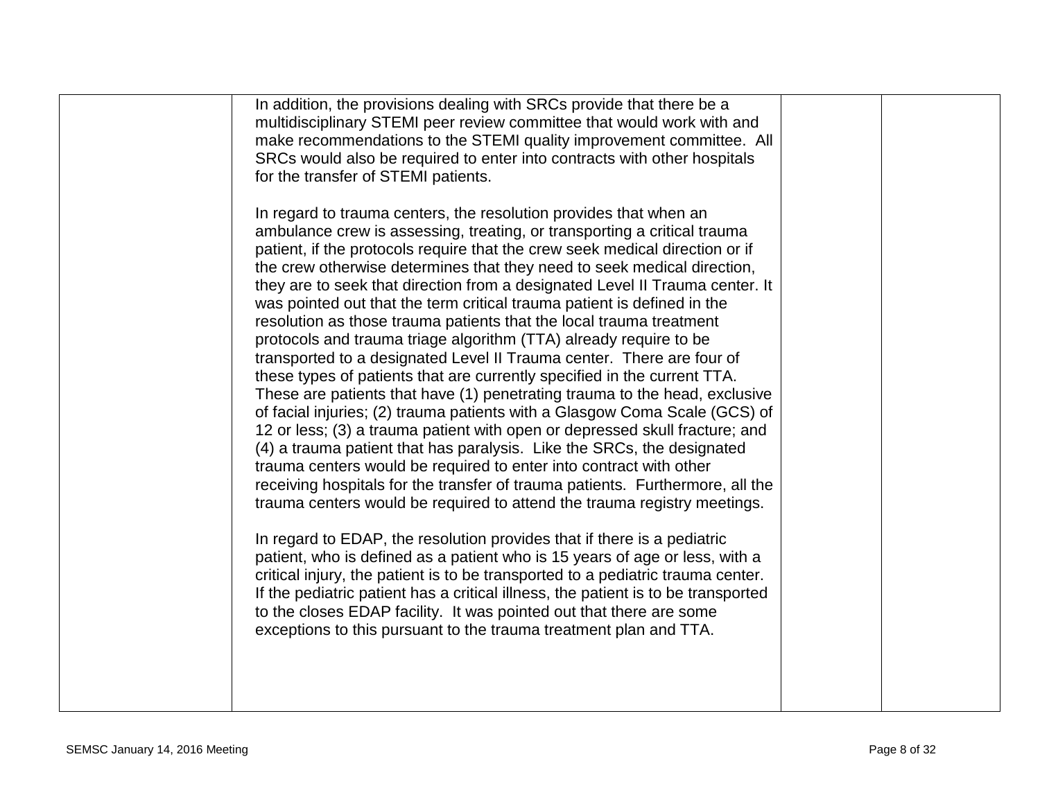|  | In addition, the provisions dealing with SRCs provide that there be a multidisciplinary STEMI peer review committee that would work with and make recommendations to the STEMI quality improvement committee. All SRCs would also be required to enter into contracts with other hospitals for the transfer of STEMI patients.<br><br>In regard to trauma centers, the resolution provides that when an ambulance crew is assessing, treating, or transporting a critical trauma patient, if the protocols require that the crew seek medical direction or if the crew otherwise determines that they need to seek medical direction, they are to seek that direction from a designated Level II Trauma center. It was pointed out that the term critical trauma patient is defined in the resolution as those trauma patients that the local trauma treatment protocols and trauma triage algorithm (TTA) already require to be transported to a designated Level II Trauma center. There are four of these types of patients that are currently specified in the current TTA. These are patients that have (1) penetrating trauma to the head, exclusive of facial injuries; (2) trauma patients with a Glasgow Coma Scale (GCS) of 12 or less; (3) a trauma patient with open or depressed skull fracture; and (4) a trauma patient that has paralysis. Like the SRCs, the designated trauma centers would be required to enter into contract with other receiving hospitals for the transfer of trauma patients. Furthermore, all the trauma centers would be required to attend the trauma registry meetings.<br><br>In regard to EDAP, the resolution provides that if there is a pediatric patient, who is defined as a patient who is 15 years of age or less, with a critical injury, the patient is to be transported to a pediatric trauma center. If the pediatric patient has a critical illness, the patient is to be transported to the closes EDAP facility. It was pointed out that there are some exceptions to this pursuant to the trauma treatment plan and TTA. |  |  |
|---|---|---|---|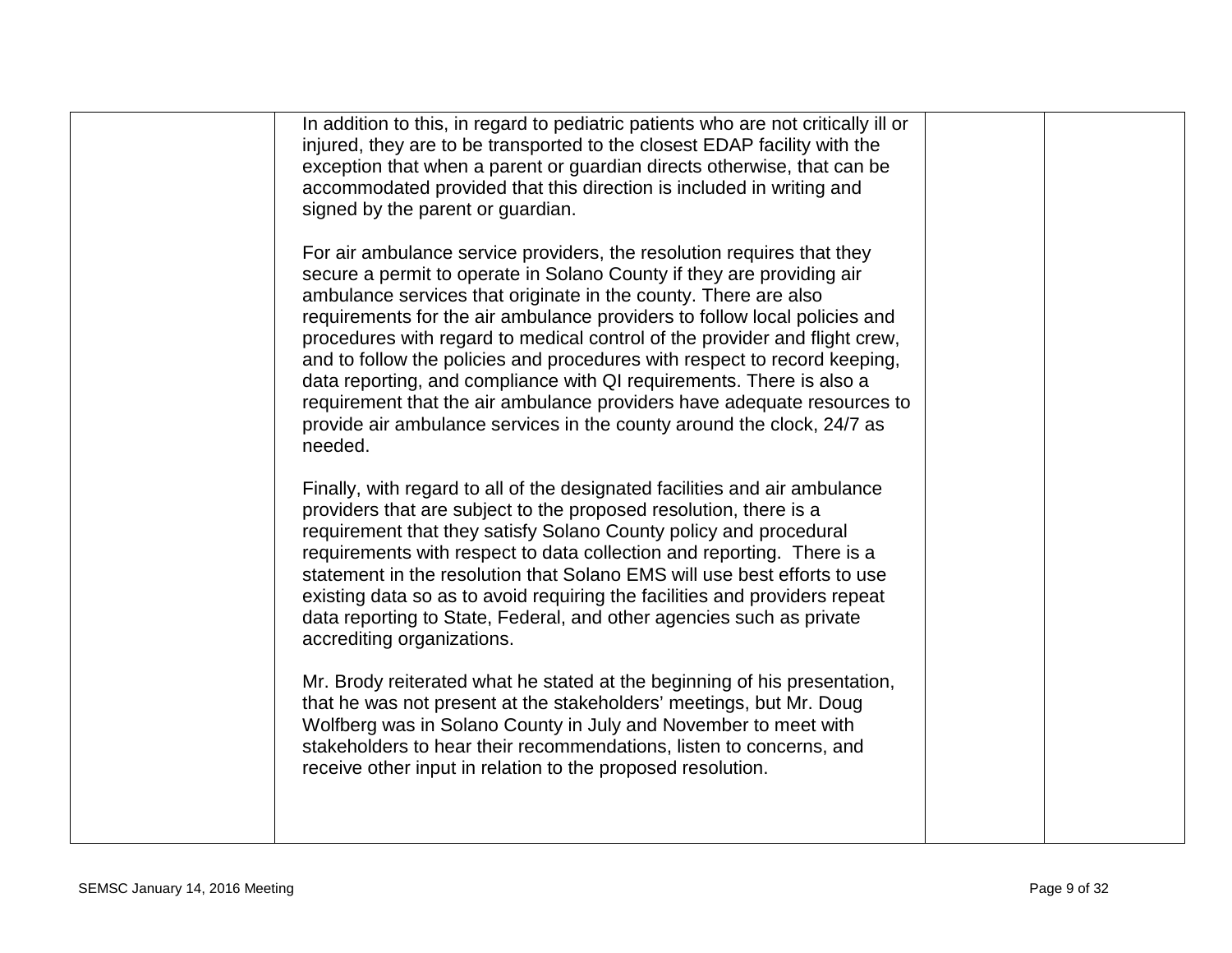| | | | |
|---|---|---|---|
| | In addition to this, in regard to pediatric patients who are not critically ill or injured, they are to be transported to the closest EDAP facility with the exception that when a parent or guardian directs otherwise, that can be accommodated provided that this direction is included in writing and signed by the parent or guardian.<br><br>For air ambulance service providers, the resolution requires that they secure a permit to operate in Solano County if they are providing air ambulance services that originate in the county. There are also requirements for the air ambulance providers to follow local policies and procedures with regard to medical control of the provider and flight crew, and to follow the policies and procedures with respect to record keeping, data reporting, and compliance with QI requirements. There is also a requirement that the air ambulance providers have adequate resources to provide air ambulance services in the county around the clock, 24/7 as needed.<br><br>Finally, with regard to all of the designated facilities and air ambulance providers that are subject to the proposed resolution, there is a requirement that they satisfy Solano County policy and procedural requirements with respect to data collection and reporting. There is a statement in the resolution that Solano EMS will use best efforts to use existing data so as to avoid requiring the facilities and providers repeat data reporting to State, Federal, and other agencies such as private accrediting organizations.<br><br>Mr. Brody reiterated what he stated at the beginning of his presentation, that he was not present at the stakeholders' meetings, but Mr. Doug Wolfberg was in Solano County in July and November to meet with stakeholders to hear their recommendations, listen to concerns, and receive other input in relation to the proposed resolution. | | |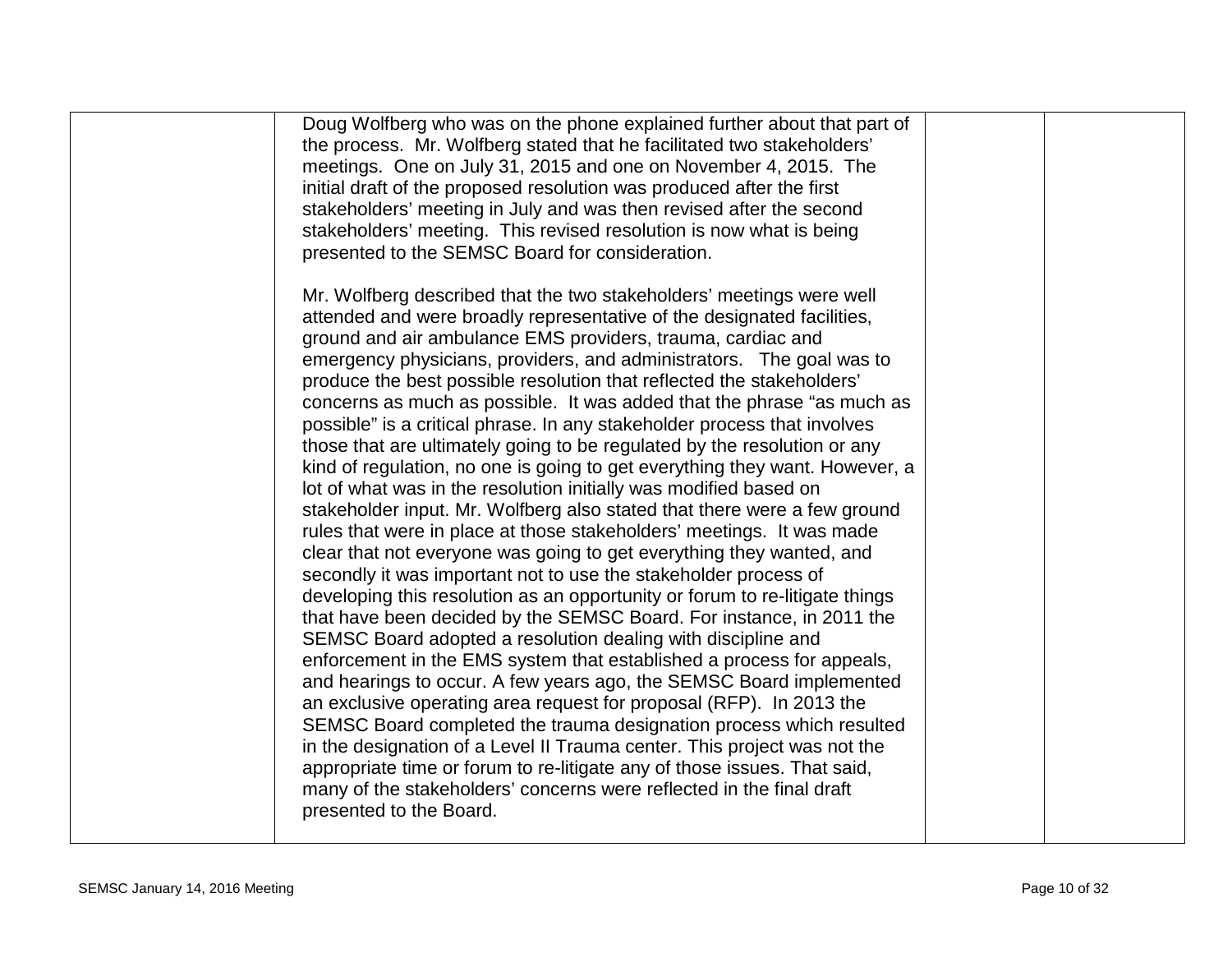| | | | |
|---|---|---|---|
| | Doug Wolfberg who was on the phone explained further about that part of the process. Mr. Wolfberg stated that he facilitated two stakeholders' meetings. One on July 31, 2015 and one on November 4, 2015. The initial draft of the proposed resolution was produced after the first stakeholders' meeting in July and was then revised after the second stakeholders' meeting. This revised resolution is now what is being presented to the SEMSC Board for consideration.<br><br>Mr. Wolfberg described that the two stakeholders' meetings were well attended and were broadly representative of the designated facilities, ground and air ambulance EMS providers, trauma, cardiac and emergency physicians, providers, and administrators. The goal was to produce the best possible resolution that reflected the stakeholders' concerns as much as possible. It was added that the phrase "as much as possible" is a critical phrase. In any stakeholder process that involves those that are ultimately going to be regulated by the resolution or any kind of regulation, no one is going to get everything they want. However, a lot of what was in the resolution initially was modified based on stakeholder input. Mr. Wolfberg also stated that there were a few ground rules that were in place at those stakeholders' meetings. It was made clear that not everyone was going to get everything they wanted, and secondly it was important not to use the stakeholder process of developing this resolution as an opportunity or forum to re-litigate things that have been decided by the SEMSC Board. For instance, in 2011 the SEMSC Board adopted a resolution dealing with discipline and enforcement in the EMS system that established a process for appeals, and hearings to occur. A few years ago, the SEMSC Board implemented an exclusive operating area request for proposal (RFP). In 2013 the SEMSC Board completed the trauma designation process which resulted in the designation of a Level II Trauma center. This project was not the appropriate time or forum to re-litigate any of those issues. That said, many of the stakeholders' concerns were reflected in the final draft presented to the Board. | | |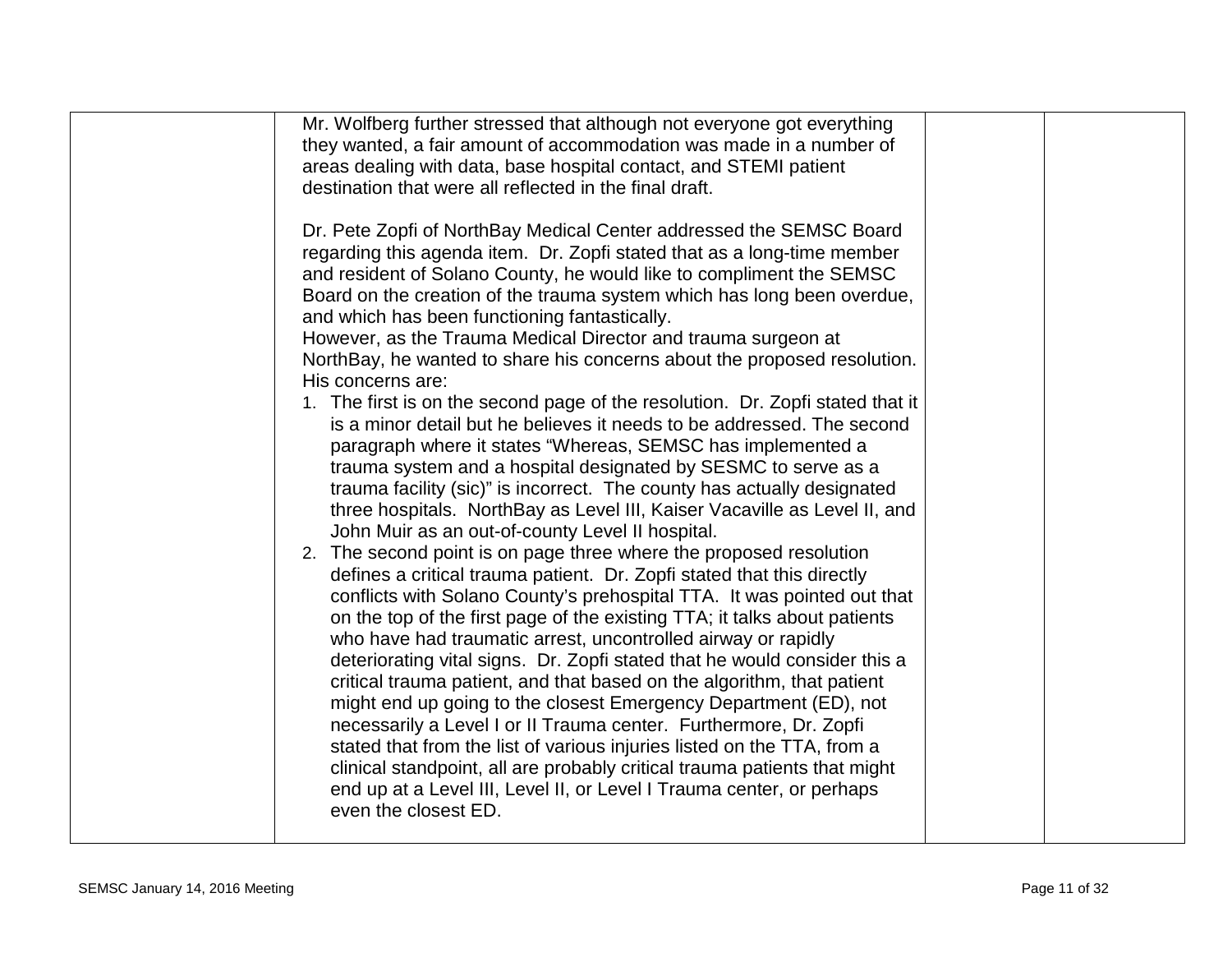| | | | |
|---|---|---|---|
| | Mr. Wolfberg further stressed that although not everyone got everything they wanted, a fair amount of accommodation was made in a number of areas dealing with data, base hospital contact, and STEMI patient destination that were all reflected in the final draft.<br><br>Dr. Pete Zopfi of NorthBay Medical Center addressed the SEMSC Board regarding this agenda item. Dr. Zopfi stated that as a long-time member and resident of Solano County, he would like to compliment the SEMSC Board on the creation of the trauma system which has long been overdue, and which has been functioning fantastically.<br>However, as the Trauma Medical Director and trauma surgeon at NorthBay, he wanted to share his concerns about the proposed resolution. His concerns are:<br>1. The first is on the second page of the resolution. Dr. Zopfi stated that it is a minor detail but he believes it needs to be addressed. The second paragraph where it states "Whereas, SEMSC has implemented a trauma system and a hospital designated by SESMC to serve as a trauma facility (sic)" is incorrect. The county has actually designated three hospitals. NorthBay as Level III, Kaiser Vacaville as Level II, and John Muir as an out-of-county Level II hospital.<br>2. The second point is on page three where the proposed resolution defines a critical trauma patient. Dr. Zopfi stated that this directly conflicts with Solano County's prehospital TTA. It was pointed out that on the top of the first page of the existing TTA; it talks about patients who have had traumatic arrest, uncontrolled airway or rapidly deteriorating vital signs. Dr. Zopfi stated that he would consider this a critical trauma patient, and that based on the algorithm, that patient might end up going to the closest Emergency Department (ED), not necessarily a Level I or II Trauma center. Furthermore, Dr. Zopfi stated that from the list of various injuries listed on the TTA, from a clinical standpoint, all are probably critical trauma patients that might end up at a Level III, Level II, or Level I Trauma center, or perhaps even the closest ED. | | |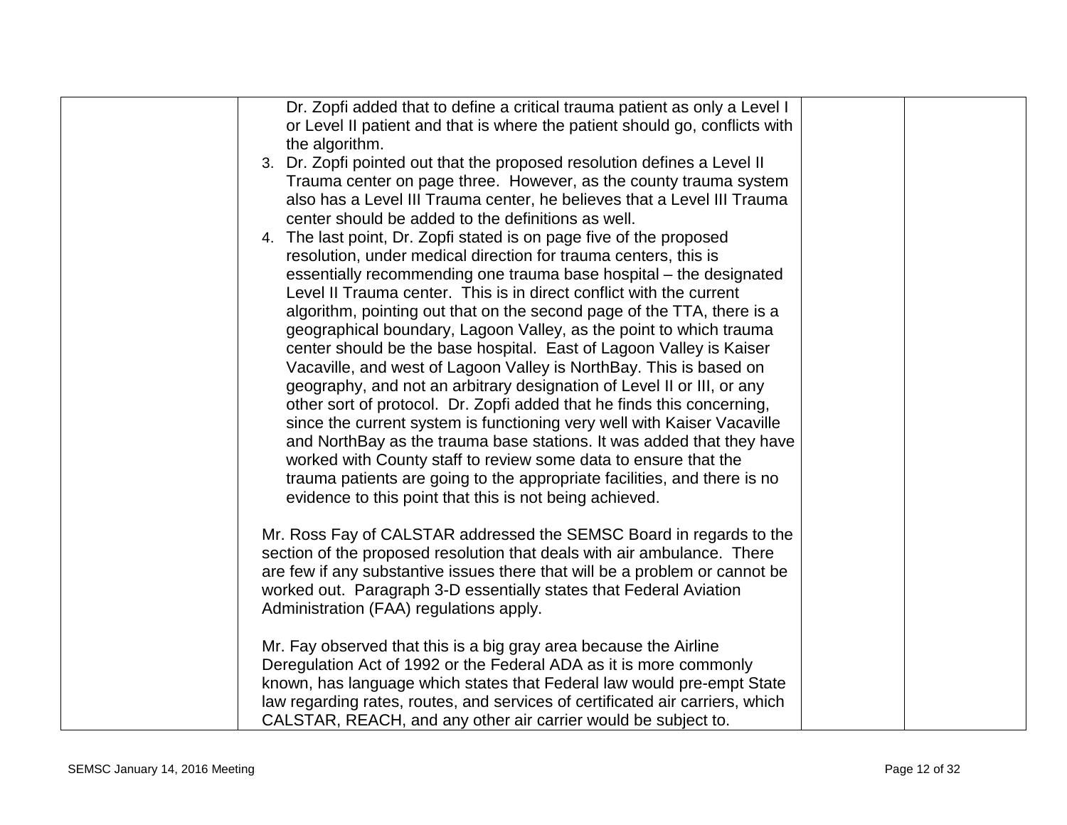| | Dr. Zopfi added that to define a critical trauma patient as only a Level I or Level II patient and that is where the patient should go, conflicts with the algorithm.<br>3. Dr. Zopfi pointed out that the proposed resolution defines a Level II Trauma center on page three. However, as the county trauma system also has a Level III Trauma center, he believes that a Level III Trauma center should be added to the definitions as well.<br>4. The last point, Dr. Zopfi stated is on page five of the proposed resolution, under medical direction for trauma centers, this is essentially recommending one trauma base hospital – the designated Level II Trauma center. This is in direct conflict with the current algorithm, pointing out that on the second page of the TTA, there is a geographical boundary, Lagoon Valley, as the point to which trauma center should be the base hospital. East of Lagoon Valley is Kaiser Vacaville, and west of Lagoon Valley is NorthBay. This is based on geography, and not an arbitrary designation of Level II or III, or any other sort of protocol. Dr. Zopfi added that he finds this concerning, since the current system is functioning very well with Kaiser Vacaville and NorthBay as the trauma base stations. It was added that they have worked with County staff to review some data to ensure that the trauma patients are going to the appropriate facilities, and there is no evidence to this point that this is not being achieved.<br><br>Mr. Ross Fay of CALSTAR addressed the SEMSC Board in regards to the section of the proposed resolution that deals with air ambulance. There are few if any substantive issues there that will be a problem or cannot be worked out. Paragraph 3-D essentially states that Federal Aviation Administration (FAA) regulations apply.<br><br>Mr. Fay observed that this is a big gray area because the Airline Deregulation Act of 1992 or the Federal ADA as it is more commonly known, has language which states that Federal law would pre-empt State law regarding rates, routes, and services of certificated air carriers, which CALSTAR, REACH, and any other air carrier would be subject to. | | |
|---|---|---|---|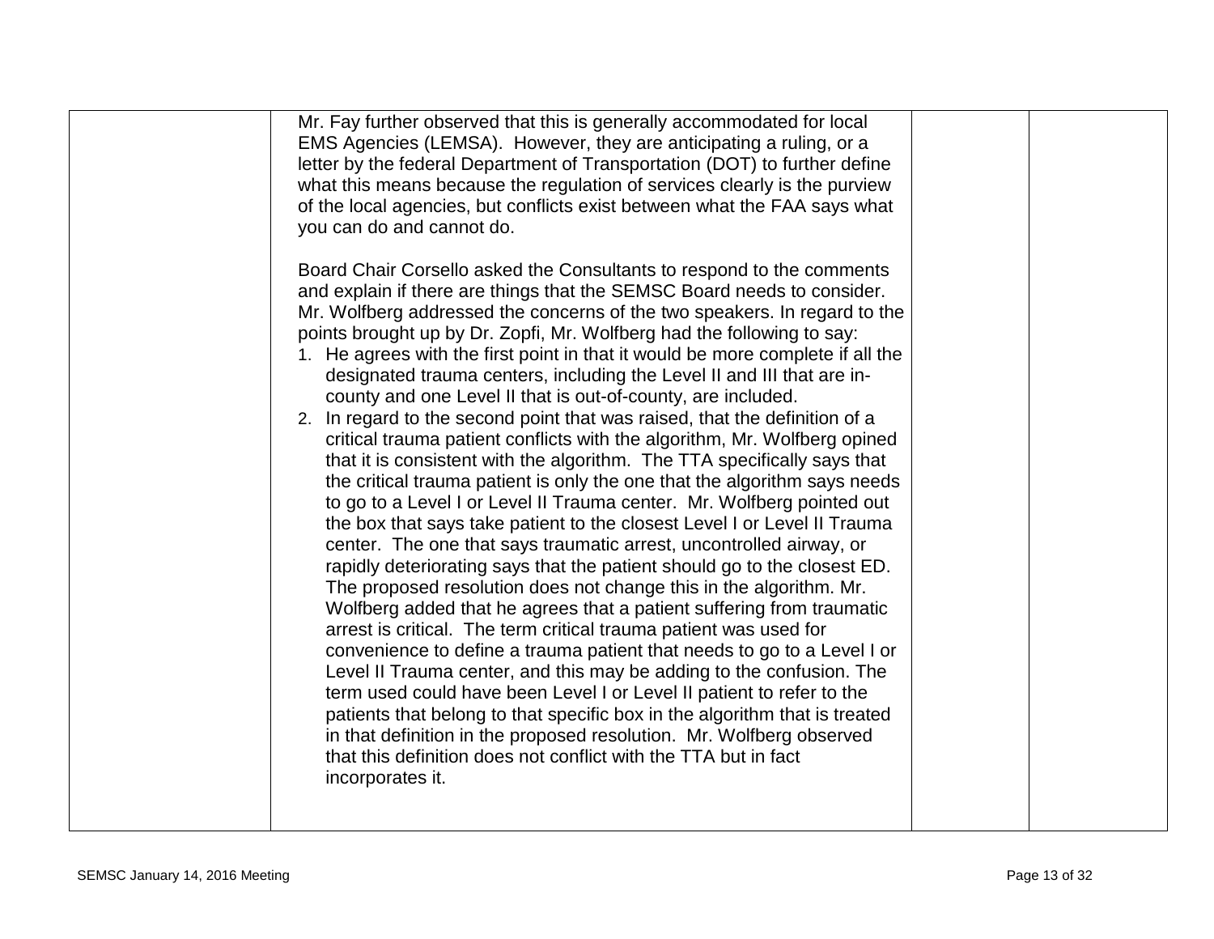| | | | |
|---|---|---|---|
| | Mr. Fay further observed that this is generally accommodated for local EMS Agencies (LEMSA). However, they are anticipating a ruling, or a letter by the federal Department of Transportation (DOT) to further define what this means because the regulation of services clearly is the purview of the local agencies, but conflicts exist between what the FAA says what you can do and cannot do.<br><br>Board Chair Corsello asked the Consultants to respond to the comments and explain if there are things that the SEMSC Board needs to consider. Mr. Wolfberg addressed the concerns of the two speakers. In regard to the points brought up by Dr. Zopfi, Mr. Wolfberg had the following to say:<br>1. He agrees with the first point in that it would be more complete if all the designated trauma centers, including the Level II and III that are in-county and one Level II that is out-of-county, are included.<br>2. In regard to the second point that was raised, that the definition of a critical trauma patient conflicts with the algorithm, Mr. Wolfberg opined that it is consistent with the algorithm. The TTA specifically says that the critical trauma patient is only the one that the algorithm says needs to go to a Level I or Level II Trauma center. Mr. Wolfberg pointed out the box that says take patient to the closest Level I or Level II Trauma center. The one that says traumatic arrest, uncontrolled airway, or rapidly deteriorating says that the patient should go to the closest ED. The proposed resolution does not change this in the algorithm. Mr. Wolfberg added that he agrees that a patient suffering from traumatic arrest is critical. The term critical trauma patient was used for convenience to define a trauma patient that needs to go to a Level I or Level II Trauma center, and this may be adding to the confusion. The term used could have been Level I or Level II patient to refer to the patients that belong to that specific box in the algorithm that is treated in that definition in the proposed resolution. Mr. Wolfberg observed that this definition does not conflict with the TTA but in fact incorporates it. | | |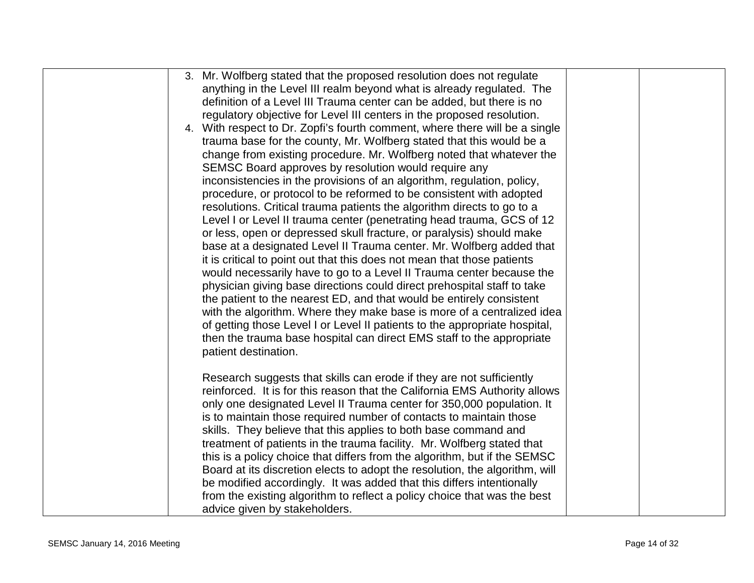| | | | |
|---|---|---|---|
| | 3. Mr. Wolfberg stated that the proposed resolution does not regulate anything in the Level III realm beyond what is already regulated. The definition of a Level III Trauma center can be added, but there is no regulatory objective for Level III centers in the proposed resolution.<br>4. With respect to Dr. Zopfi's fourth comment, where there will be a single trauma base for the county, Mr. Wolfberg stated that this would be a change from existing procedure. Mr. Wolfberg noted that whatever the SEMSC Board approves by resolution would require any inconsistencies in the provisions of an algorithm, regulation, policy, procedure, or protocol to be reformed to be consistent with adopted resolutions. Critical trauma patients the algorithm directs to go to a Level I or Level II trauma center (penetrating head trauma, GCS of 12 or less, open or depressed skull fracture, or paralysis) should make base at a designated Level II Trauma center. Mr. Wolfberg added that it is critical to point out that this does not mean that those patients would necessarily have to go to a Level II Trauma center because the physician giving base directions could direct prehospital staff to take the patient to the nearest ED, and that would be entirely consistent with the algorithm. Where they make base is more of a centralized idea of getting those Level I or Level II patients to the appropriate hospital, then the trauma base hospital can direct EMS staff to the appropriate patient destination.<br><br>Research suggests that skills can erode if they are not sufficiently reinforced. It is for this reason that the California EMS Authority allows only one designated Level II Trauma center for 350,000 population. It is to maintain those required number of contacts to maintain those skills. They believe that this applies to both base command and treatment of patients in the trauma facility. Mr. Wolfberg stated that this is a policy choice that differs from the algorithm, but if the SEMSC Board at its discretion elects to adopt the resolution, the algorithm, will be modified accordingly. It was added that this differs intentionally from the existing algorithm to reflect a policy choice that was the best advice given by stakeholders. | | |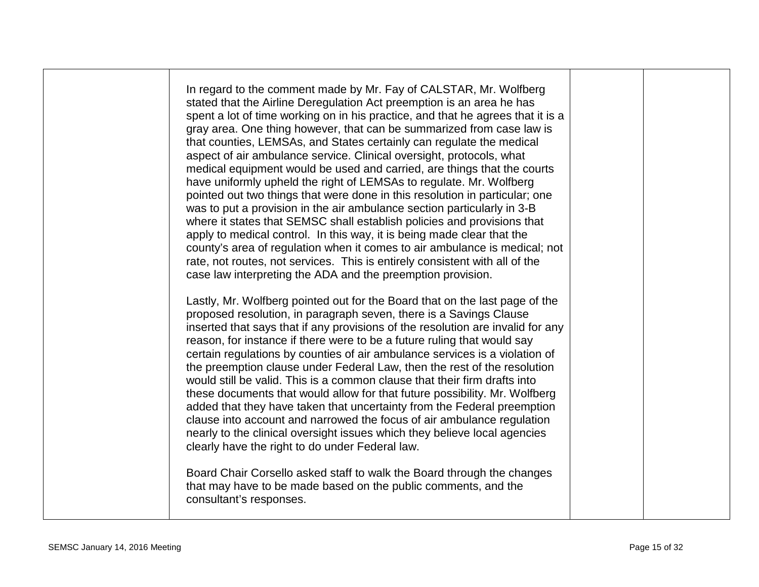| | | | |
|---|---|---|---|
| | In regard to the comment made by Mr. Fay of CALSTAR, Mr. Wolfberg stated that the Airline Deregulation Act preemption is an area he has spent a lot of time working on in his practice, and that he agrees that it is a gray area. One thing however, that can be summarized from case law is that counties, LEMSAs, and States certainly can regulate the medical aspect of air ambulance service. Clinical oversight, protocols, what medical equipment would be used and carried, are things that the courts have uniformly upheld the right of LEMSAs to regulate. Mr. Wolfberg pointed out two things that were done in this resolution in particular; one was to put a provision in the air ambulance section particularly in 3-B where it states that SEMSC shall establish policies and provisions that apply to medical control. In this way, it is being made clear that the county's area of regulation when it comes to air ambulance is medical; not rate, not routes, not services. This is entirely consistent with all of the case law interpreting the ADA and the preemption provision.<br><br>Lastly, Mr. Wolfberg pointed out for the Board that on the last page of the proposed resolution, in paragraph seven, there is a Savings Clause inserted that says that if any provisions of the resolution are invalid for any reason, for instance if there were to be a future ruling that would say certain regulations by counties of air ambulance services is a violation of the preemption clause under Federal Law, then the rest of the resolution would still be valid. This is a common clause that their firm drafts into these documents that would allow for that future possibility. Mr. Wolfberg added that they have taken that uncertainty from the Federal preemption clause into account and narrowed the focus of air ambulance regulation nearly to the clinical oversight issues which they believe local agencies clearly have the right to do under Federal law.<br><br>Board Chair Corsello asked staff to walk the Board through the changes that may have to be made based on the public comments, and the consultant's responses. | | |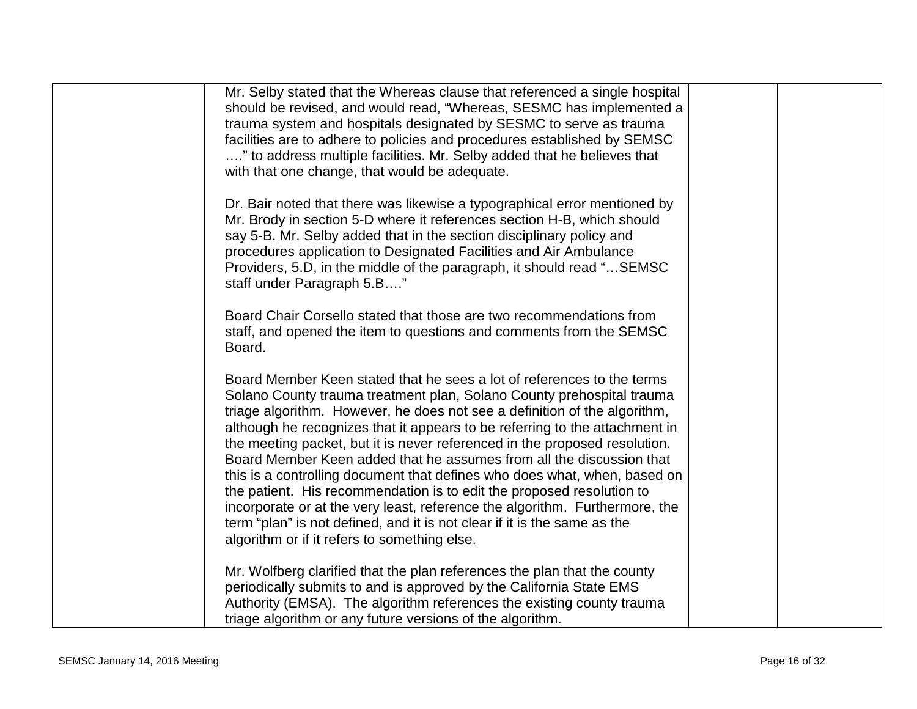| | | | |
|---|---|---|---|
| | Mr. Selby stated that the Whereas clause that referenced a single hospital should be revised, and would read, "Whereas, SESMC has implemented a trauma system and hospitals designated by SESMC to serve as trauma facilities are to adhere to policies and procedures established by SEMSC …." to address multiple facilities. Mr. Selby added that he believes that with that one change, that would be adequate.<br><br>Dr. Bair noted that there was likewise a typographical error mentioned by Mr. Brody in section 5-D where it references section H-B, which should say 5-B. Mr. Selby added that in the section disciplinary policy and procedures application to Designated Facilities and Air Ambulance Providers, 5.D, in the middle of the paragraph, it should read "…SEMSC staff under Paragraph 5.B…."<br><br>Board Chair Corsello stated that those are two recommendations from staff, and opened the item to questions and comments from the SEMSC Board.<br><br>Board Member Keen stated that he sees a lot of references to the terms Solano County trauma treatment plan, Solano County prehospital trauma triage algorithm. However, he does not see a definition of the algorithm, although he recognizes that it appears to be referring to the attachment in the meeting packet, but it is never referenced in the proposed resolution. Board Member Keen added that he assumes from all the discussion that this is a controlling document that defines who does what, when, based on the patient. His recommendation is to edit the proposed resolution to incorporate or at the very least, reference the algorithm. Furthermore, the term "plan" is not defined, and it is not clear if it is the same as the algorithm or if it refers to something else.<br><br>Mr. Wolfberg clarified that the plan references the plan that the county periodically submits to and is approved by the California State EMS Authority (EMSA). The algorithm references the existing county trauma triage algorithm or any future versions of the algorithm. | | |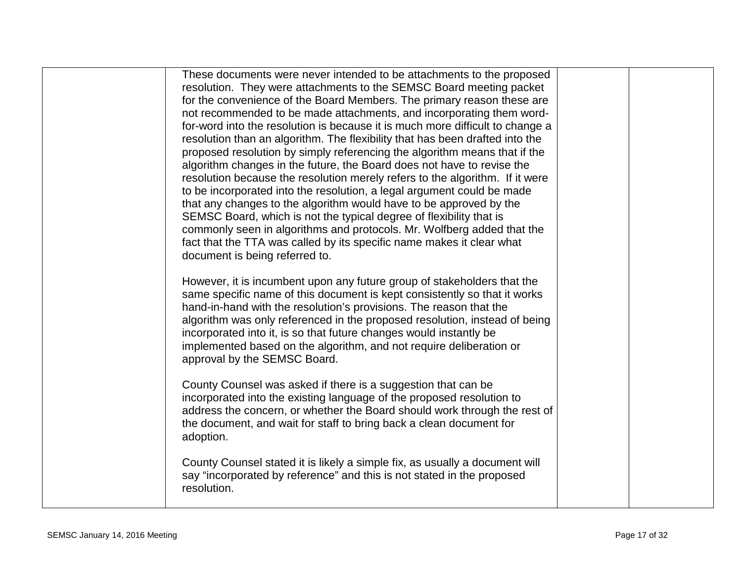| | | | |
|---|---|---|---|
| | These documents were never intended to be attachments to the proposed resolution. They were attachments to the SEMSC Board meeting packet for the convenience of the Board Members. The primary reason these are not recommended to be made attachments, and incorporating them word-for-word into the resolution is because it is much more difficult to change a resolution than an algorithm. The flexibility that has been drafted into the proposed resolution by simply referencing the algorithm means that if the algorithm changes in the future, the Board does not have to revise the resolution because the resolution merely refers to the algorithm. If it were to be incorporated into the resolution, a legal argument could be made that any changes to the algorithm would have to be approved by the SEMSC Board, which is not the typical degree of flexibility that is commonly seen in algorithms and protocols. Mr. Wolfberg added that the fact that the TTA was called by its specific name makes it clear what document is being referred to.<br><br>However, it is incumbent upon any future group of stakeholders that the same specific name of this document is kept consistently so that it works hand-in-hand with the resolution's provisions. The reason that the algorithm was only referenced in the proposed resolution, instead of being incorporated into it, is so that future changes would instantly be implemented based on the algorithm, and not require deliberation or approval by the SEMSC Board.<br><br>County Counsel was asked if there is a suggestion that can be incorporated into the existing language of the proposed resolution to address the concern, or whether the Board should work through the rest of the document, and wait for staff to bring back a clean document for adoption.<br><br>County Counsel stated it is likely a simple fix, as usually a document will say "incorporated by reference" and this is not stated in the proposed resolution. | | |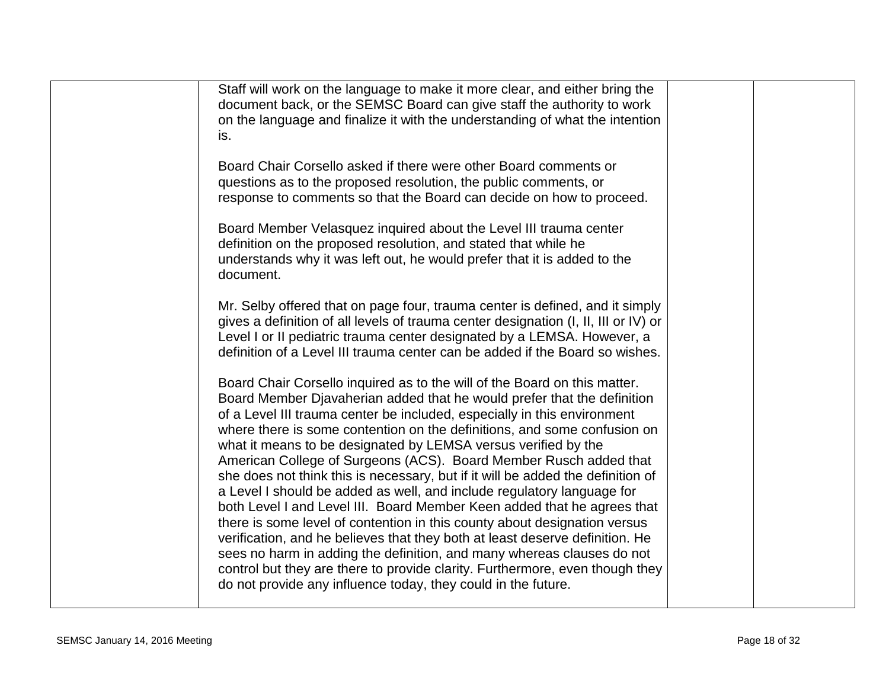| | | | |
|---|---|---|---|
| | Staff will work on the language to make it more clear, and either bring the document back, or the SEMSC Board can give staff the authority to work on the language and finalize it with the understanding of what the intention is.<br><br>Board Chair Corsello asked if there were other Board comments or questions as to the proposed resolution, the public comments, or response to comments so that the Board can decide on how to proceed.<br><br>Board Member Velasquez inquired about the Level III trauma center definition on the proposed resolution, and stated that while he understands why it was left out, he would prefer that it is added to the document.<br><br>Mr. Selby offered that on page four, trauma center is defined, and it simply gives a definition of all levels of trauma center designation (I, II, III or IV) or Level I or II pediatric trauma center designated by a LEMSA. However, a definition of a Level III trauma center can be added if the Board so wishes.<br><br>Board Chair Corsello inquired as to the will of the Board on this matter. Board Member Djavaherian added that he would prefer that the definition of a Level III trauma center be included, especially in this environment where there is some contention on the definitions, and some confusion on what it means to be designated by LEMSA versus verified by the American College of Surgeons (ACS). Board Member Rusch added that she does not think this is necessary, but if it will be added the definition of a Level I should be added as well, and include regulatory language for both Level I and Level III. Board Member Keen added that he agrees that there is some level of contention in this county about designation versus verification, and he believes that they both at least deserve definition. He sees no harm in adding the definition, and many whereas clauses do not control but they are there to provide clarity. Furthermore, even though they do not provide any influence today, they could in the future. | | |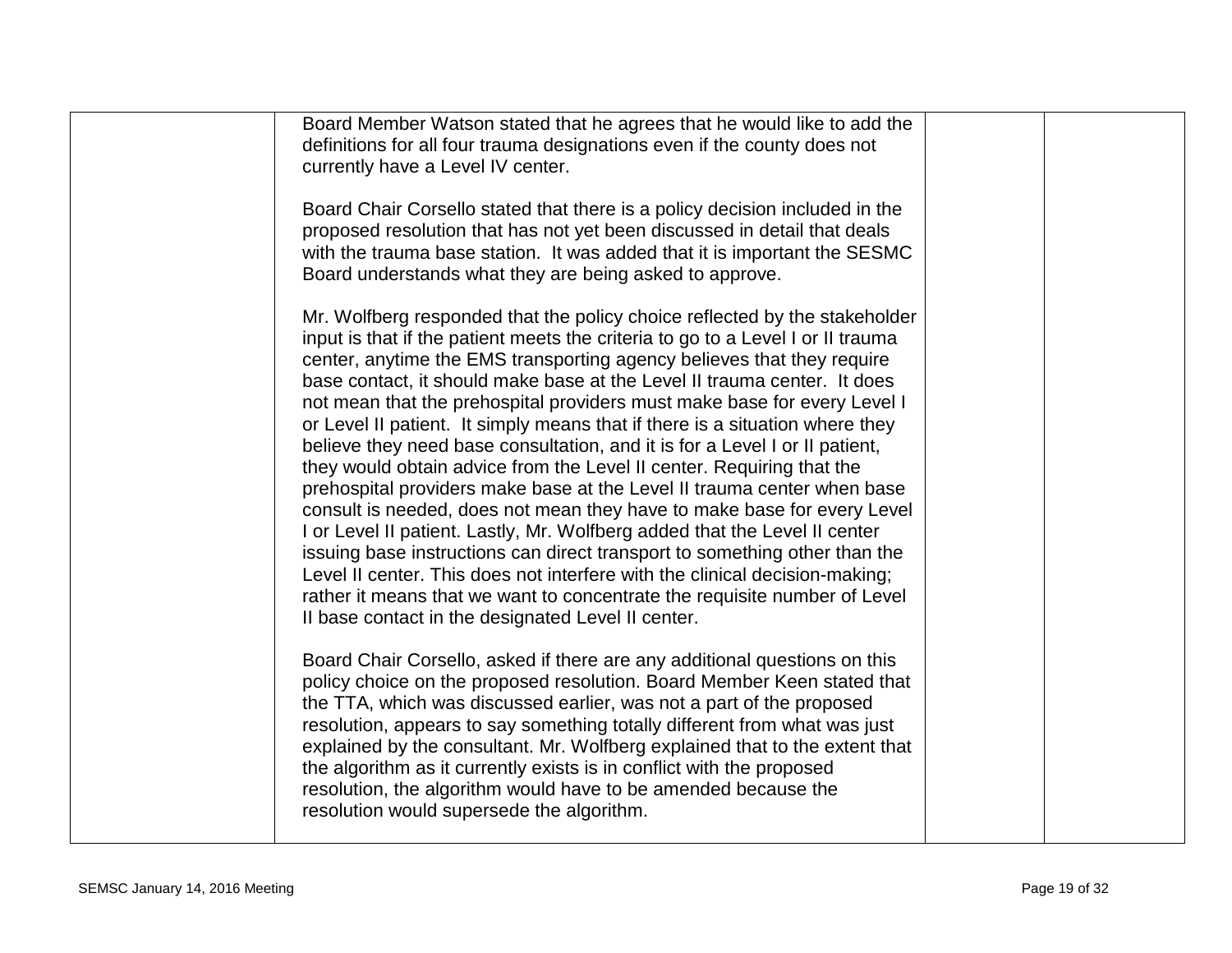| | | | |
|---|---|---|---|
| | Board Member Watson stated that he agrees that he would like to add the definitions for all four trauma designations even if the county does not currently have a Level IV center.<br><br>Board Chair Corsello stated that there is a policy decision included in the proposed resolution that has not yet been discussed in detail that deals with the trauma base station. It was added that it is important the SESMC Board understands what they are being asked to approve.<br><br>Mr. Wolfberg responded that the policy choice reflected by the stakeholder input is that if the patient meets the criteria to go to a Level I or II trauma center, anytime the EMS transporting agency believes that they require base contact, it should make base at the Level II trauma center. It does not mean that the prehospital providers must make base for every Level I or Level II patient. It simply means that if there is a situation where they believe they need base consultation, and it is for a Level I or II patient, they would obtain advice from the Level II center. Requiring that the prehospital providers make base at the Level II trauma center when base consult is needed, does not mean they have to make base for every Level I or Level II patient. Lastly, Mr. Wolfberg added that the Level II center issuing base instructions can direct transport to something other than the Level II center. This does not interfere with the clinical decision-making; rather it means that we want to concentrate the requisite number of Level II base contact in the designated Level II center.<br><br>Board Chair Corsello, asked if there are any additional questions on this policy choice on the proposed resolution. Board Member Keen stated that the TTA, which was discussed earlier, was not a part of the proposed resolution, appears to say something totally different from what was just explained by the consultant. Mr. Wolfberg explained that to the extent that the algorithm as it currently exists is in conflict with the proposed resolution, the algorithm would have to be amended because the resolution would supersede the algorithm. | | |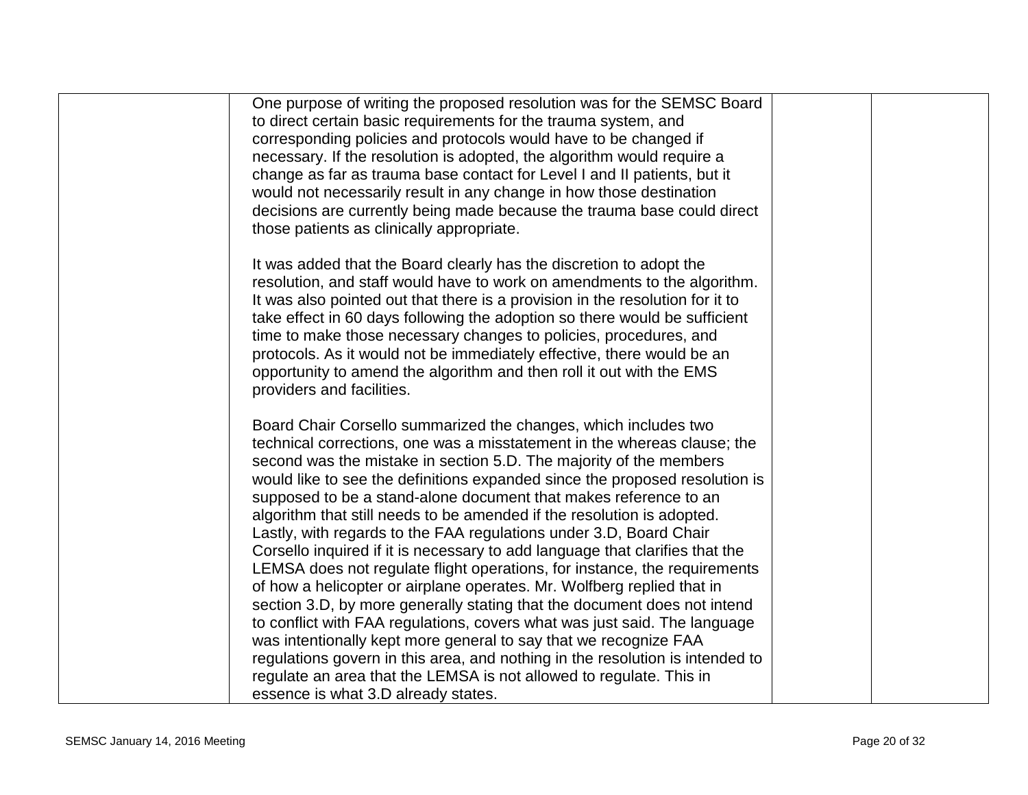| | | | |
|---|---|---|---|
| | One purpose of writing the proposed resolution was for the SEMSC Board to direct certain basic requirements for the trauma system, and corresponding policies and protocols would have to be changed if necessary. If the resolution is adopted, the algorithm would require a change as far as trauma base contact for Level I and II patients, but it would not necessarily result in any change in how those destination decisions are currently being made because the trauma base could direct those patients as clinically appropriate.<br><br>It was added that the Board clearly has the discretion to adopt the resolution, and staff would have to work on amendments to the algorithm. It was also pointed out that there is a provision in the resolution for it to take effect in 60 days following the adoption so there would be sufficient time to make those necessary changes to policies, procedures, and protocols. As it would not be immediately effective, there would be an opportunity to amend the algorithm and then roll it out with the EMS providers and facilities.<br><br>Board Chair Corsello summarized the changes, which includes two technical corrections, one was a misstatement in the whereas clause; the second was the mistake in section 5.D. The majority of the members would like to see the definitions expanded since the proposed resolution is supposed to be a stand-alone document that makes reference to an algorithm that still needs to be amended if the resolution is adopted. Lastly, with regards to the FAA regulations under 3.D, Board Chair Corsello inquired if it is necessary to add language that clarifies that the LEMSA does not regulate flight operations, for instance, the requirements of how a helicopter or airplane operates. Mr. Wolfberg replied that in section 3.D, by more generally stating that the document does not intend to conflict with FAA regulations, covers what was just said. The language was intentionally kept more general to say that we recognize FAA regulations govern in this area, and nothing in the resolution is intended to regulate an area that the LEMSA is not allowed to regulate. This in essence is what 3.D already states. | | |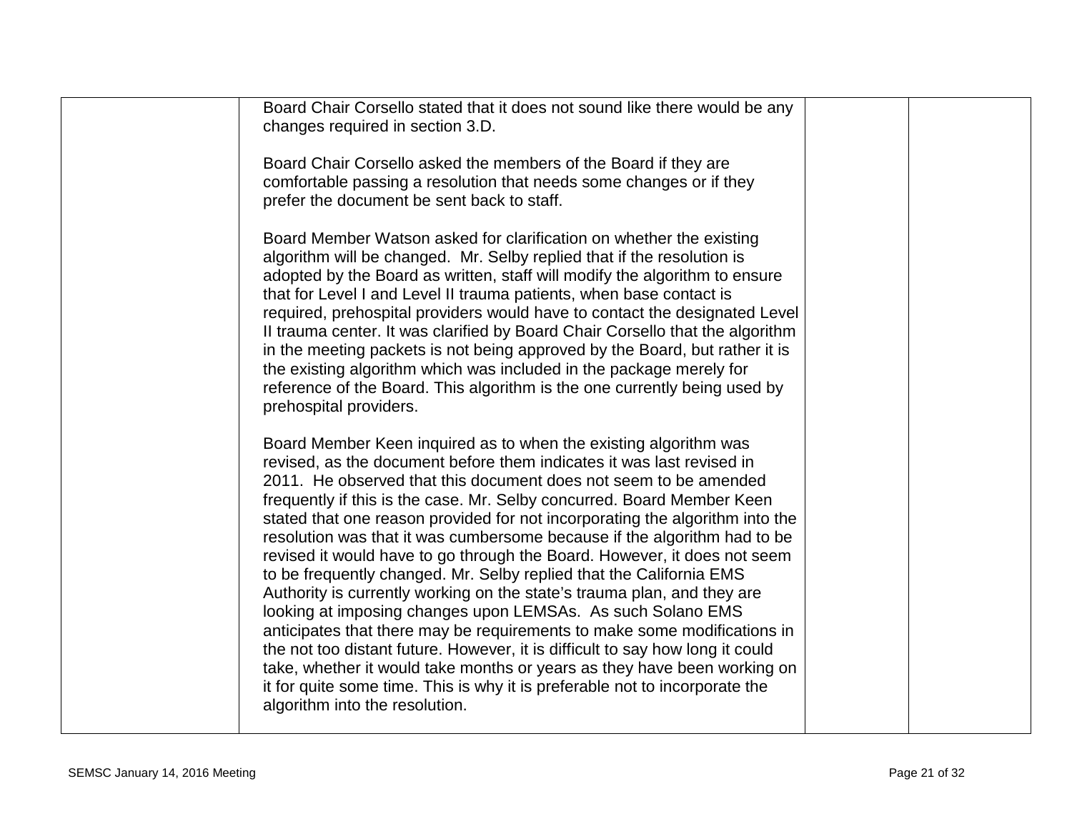| | | | |
|---|---|---|---|
| | Board Chair Corsello stated that it does not sound like there would be any changes required in section 3.D.<br><br>Board Chair Corsello asked the members of the Board if they are comfortable passing a resolution that needs some changes or if they prefer the document be sent back to staff.<br><br>Board Member Watson asked for clarification on whether the existing algorithm will be changed. Mr. Selby replied that if the resolution is adopted by the Board as written, staff will modify the algorithm to ensure that for Level I and Level II trauma patients, when base contact is required, prehospital providers would have to contact the designated Level II trauma center. It was clarified by Board Chair Corsello that the algorithm in the meeting packets is not being approved by the Board, but rather it is the existing algorithm which was included in the package merely for reference of the Board. This algorithm is the one currently being used by prehospital providers.<br><br>Board Member Keen inquired as to when the existing algorithm was revised, as the document before them indicates it was last revised in 2011. He observed that this document does not seem to be amended frequently if this is the case. Mr. Selby concurred. Board Member Keen stated that one reason provided for not incorporating the algorithm into the resolution was that it was cumbersome because if the algorithm had to be revised it would have to go through the Board. However, it does not seem to be frequently changed. Mr. Selby replied that the California EMS Authority is currently working on the state's trauma plan, and they are looking at imposing changes upon LEMSAs. As such Solano EMS anticipates that there may be requirements to make some modifications in the not too distant future. However, it is difficult to say how long it could take, whether it would take months or years as they have been working on it for quite some time. This is why it is preferable not to incorporate the algorithm into the resolution. | | |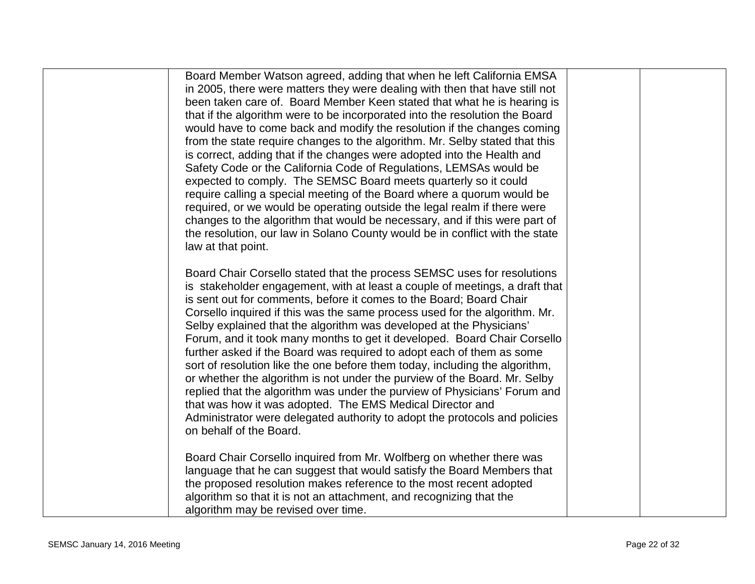| | | | |
|---|---|---|---|
| | Board Member Watson agreed, adding that when he left California EMSA in 2005, there were matters they were dealing with then that have still not been taken care of. Board Member Keen stated that what he is hearing is that if the algorithm were to be incorporated into the resolution the Board would have to come back and modify the resolution if the changes coming from the state require changes to the algorithm. Mr. Selby stated that this is correct, adding that if the changes were adopted into the Health and Safety Code or the California Code of Regulations, LEMSAs would be expected to comply. The SEMSC Board meets quarterly so it could require calling a special meeting of the Board where a quorum would be required, or we would be operating outside the legal realm if there were changes to the algorithm that would be necessary, and if this were part of the resolution, our law in Solano County would be in conflict with the state law at that point.<br><br>Board Chair Corsello stated that the process SEMSC uses for resolutions is stakeholder engagement, with at least a couple of meetings, a draft that is sent out for comments, before it comes to the Board; Board Chair Corsello inquired if this was the same process used for the algorithm. Mr. Selby explained that the algorithm was developed at the Physicians' Forum, and it took many months to get it developed. Board Chair Corsello further asked if the Board was required to adopt each of them as some sort of resolution like the one before them today, including the algorithm, or whether the algorithm is not under the purview of the Board. Mr. Selby replied that the algorithm was under the purview of Physicians' Forum and that was how it was adopted. The EMS Medical Director and Administrator were delegated authority to adopt the protocols and policies on behalf of the Board.<br><br>Board Chair Corsello inquired from Mr. Wolfberg on whether there was language that he can suggest that would satisfy the Board Members that the proposed resolution makes reference to the most recent adopted algorithm so that it is not an attachment, and recognizing that the algorithm may be revised over time. | | |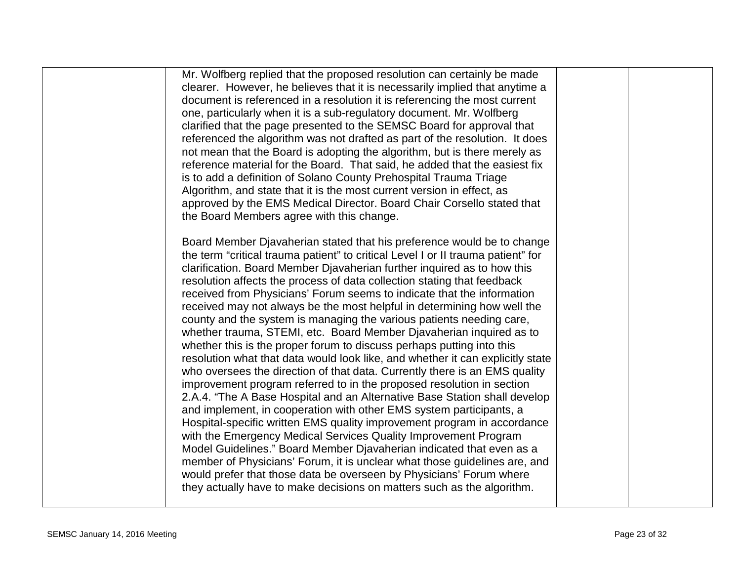| | | | |
|---|---|---|---|
| | Mr. Wolfberg replied that the proposed resolution can certainly be made clearer. However, he believes that it is necessarily implied that anytime a document is referenced in a resolution it is referencing the most current one, particularly when it is a sub-regulatory document. Mr. Wolfberg clarified that the page presented to the SEMSC Board for approval that referenced the algorithm was not drafted as part of the resolution. It does not mean that the Board is adopting the algorithm, but is there merely as reference material for the Board. That said, he added that the easiest fix is to add a definition of Solano County Prehospital Trauma Triage Algorithm, and state that it is the most current version in effect, as approved by the EMS Medical Director. Board Chair Corsello stated that the Board Members agree with this change.<br><br>Board Member Djavaherian stated that his preference would be to change the term "critical trauma patient" to critical Level I or II trauma patient" for clarification. Board Member Djavaherian further inquired as to how this resolution affects the process of data collection stating that feedback received from Physicians' Forum seems to indicate that the information received may not always be the most helpful in determining how well the county and the system is managing the various patients needing care, whether trauma, STEMI, etc. Board Member Djavaherian inquired as to whether this is the proper forum to discuss perhaps putting into this resolution what that data would look like, and whether it can explicitly state who oversees the direction of that data. Currently there is an EMS quality improvement program referred to in the proposed resolution in section 2.A.4. "The A Base Hospital and an Alternative Base Station shall develop and implement, in cooperation with other EMS system participants, a Hospital-specific written EMS quality improvement program in accordance with the Emergency Medical Services Quality Improvement Program Model Guidelines." Board Member Djavaherian indicated that even as a member of Physicians' Forum, it is unclear what those guidelines are, and would prefer that those data be overseen by Physicians' Forum where they actually have to make decisions on matters such as the algorithm. | | |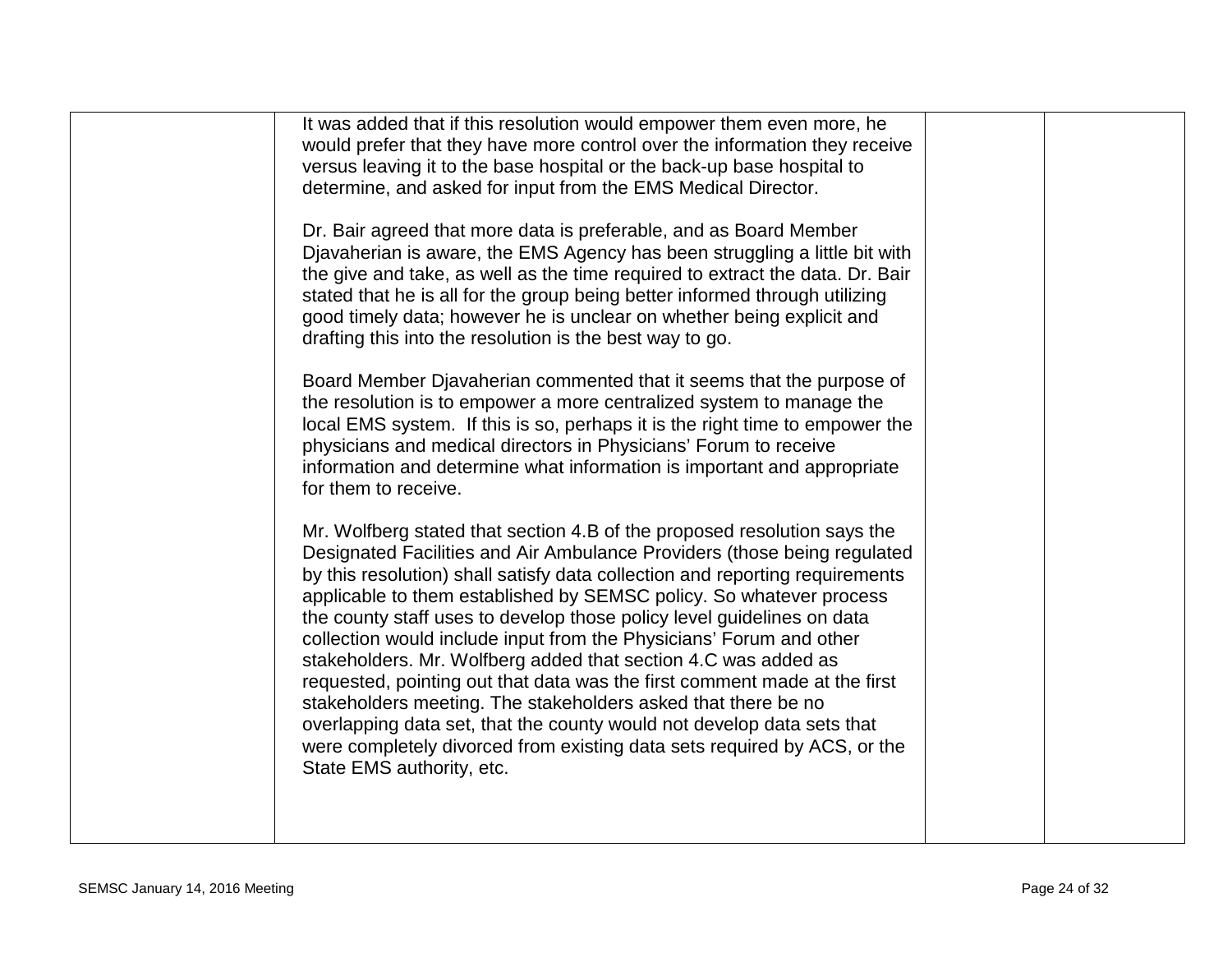| | | | |
|---|---|---|---|
| | It was added that if this resolution would empower them even more, he would prefer that they have more control over the information they receive versus leaving it to the base hospital or the back-up base hospital to determine, and asked for input from the EMS Medical Director.<br><br>Dr. Bair agreed that more data is preferable, and as Board Member Djavaherian is aware, the EMS Agency has been struggling a little bit with the give and take, as well as the time required to extract the data. Dr. Bair stated that he is all for the group being better informed through utilizing good timely data; however he is unclear on whether being explicit and drafting this into the resolution is the best way to go.<br><br>Board Member Djavaherian commented that it seems that the purpose of the resolution is to empower a more centralized system to manage the local EMS system. If this is so, perhaps it is the right time to empower the physicians and medical directors in Physicians' Forum to receive information and determine what information is important and appropriate for them to receive.<br><br>Mr. Wolfberg stated that section 4.B of the proposed resolution says the Designated Facilities and Air Ambulance Providers (those being regulated by this resolution) shall satisfy data collection and reporting requirements applicable to them established by SEMSC policy. So whatever process the county staff uses to develop those policy level guidelines on data collection would include input from the Physicians' Forum and other stakeholders. Mr. Wolfberg added that section 4.C was added as requested, pointing out that data was the first comment made at the first stakeholders meeting. The stakeholders asked that there be no overlapping data set, that the county would not develop data sets that were completely divorced from existing data sets required by ACS, or the State EMS authority, etc. | | |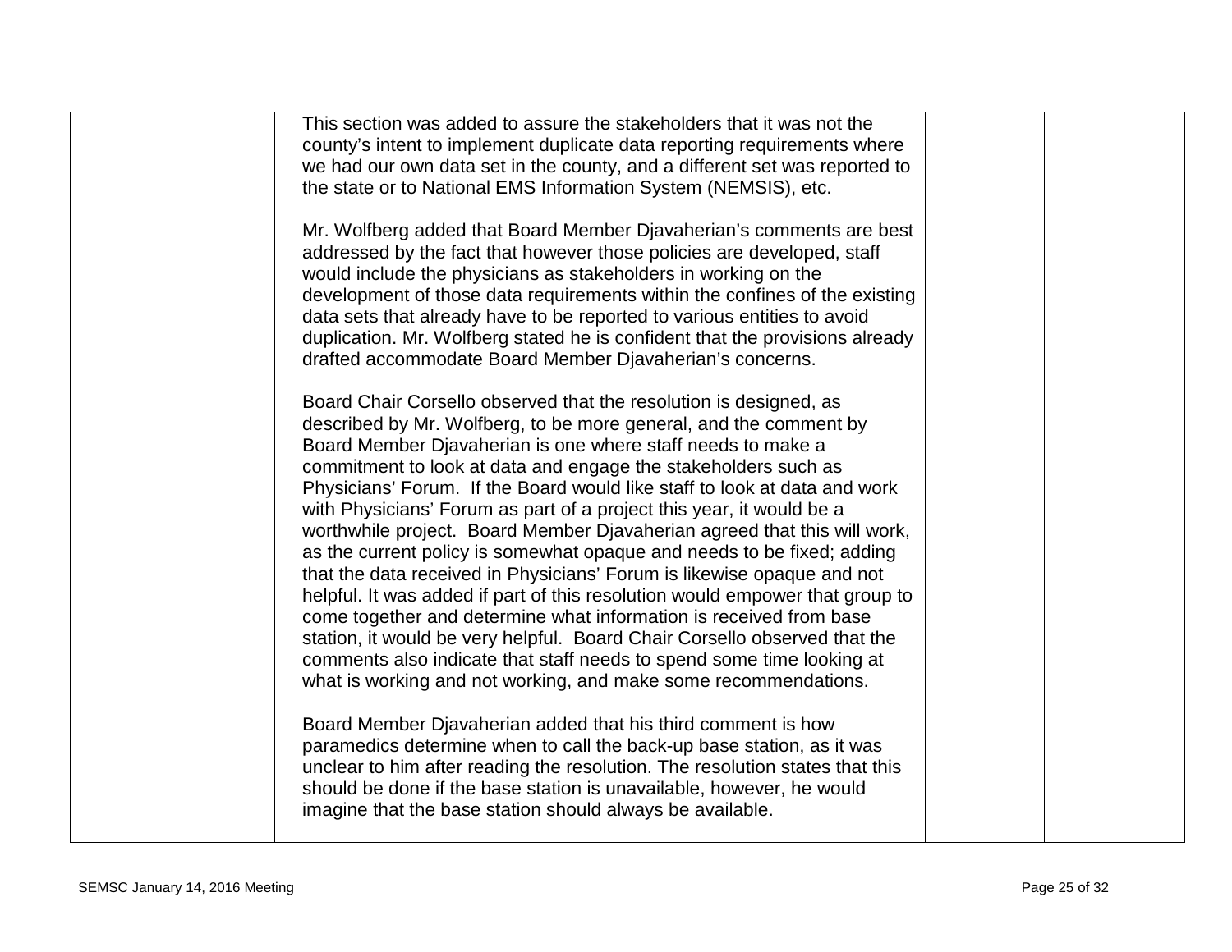| | | | |
|---|---|---|---|
| | This section was added to assure the stakeholders that it was not the county's intent to implement duplicate data reporting requirements where we had our own data set in the county, and a different set was reported to the state or to National EMS Information System (NEMSIS), etc.<br><br>Mr. Wolfberg added that Board Member Djavaherian's comments are best addressed by the fact that however those policies are developed, staff would include the physicians as stakeholders in working on the development of those data requirements within the confines of the existing data sets that already have to be reported to various entities to avoid duplication. Mr. Wolfberg stated he is confident that the provisions already drafted accommodate Board Member Djavaherian's concerns.<br><br>Board Chair Corsello observed that the resolution is designed, as described by Mr. Wolfberg, to be more general, and the comment by Board Member Djavaherian is one where staff needs to make a commitment to look at data and engage the stakeholders such as Physicians' Forum. If the Board would like staff to look at data and work with Physicians' Forum as part of a project this year, it would be a worthwhile project. Board Member Djavaherian agreed that this will work, as the current policy is somewhat opaque and needs to be fixed; adding that the data received in Physicians' Forum is likewise opaque and not helpful. It was added if part of this resolution would empower that group to come together and determine what information is received from base station, it would be very helpful. Board Chair Corsello observed that the comments also indicate that staff needs to spend some time looking at what is working and not working, and make some recommendations.<br><br>Board Member Djavaherian added that his third comment is how paramedics determine when to call the back-up base station, as it was unclear to him after reading the resolution. The resolution states that this should be done if the base station is unavailable, however, he would imagine that the base station should always be available. | | |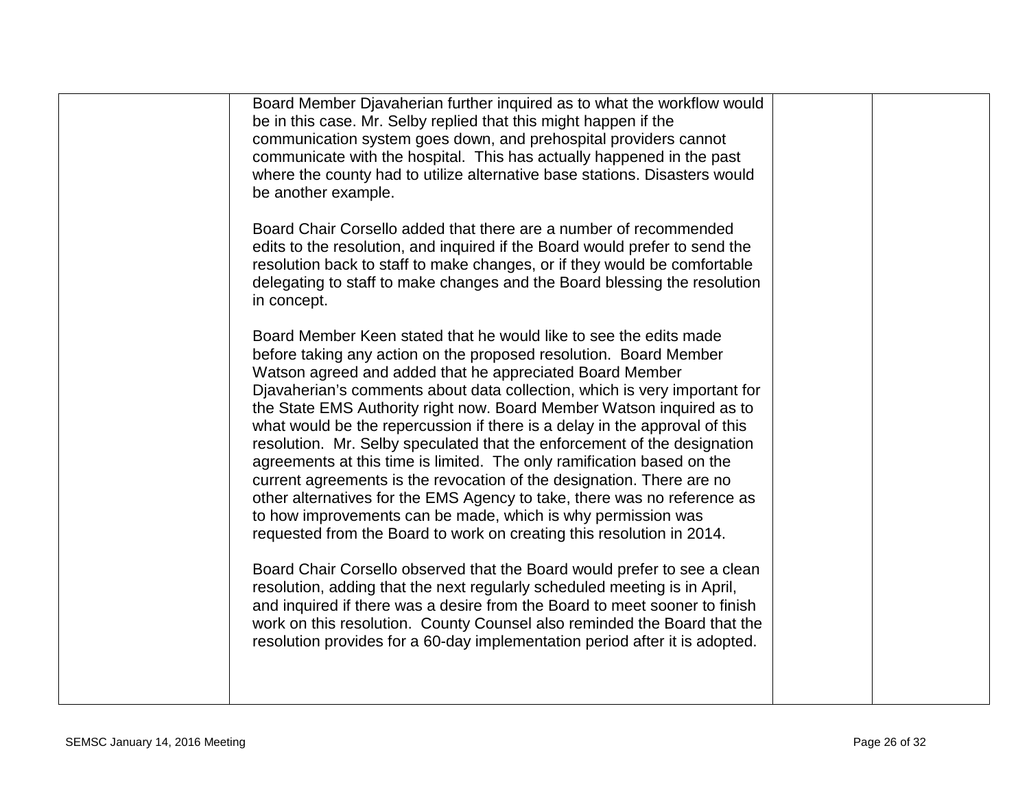| | | | |
|---|---|---|---|
| | Board Member Djavaherian further inquired as to what the workflow would be in this case. Mr. Selby replied that this might happen if the communication system goes down, and prehospital providers cannot communicate with the hospital. This has actually happened in the past where the county had to utilize alternative base stations. Disasters would be another example.<br><br>Board Chair Corsello added that there are a number of recommended edits to the resolution, and inquired if the Board would prefer to send the resolution back to staff to make changes, or if they would be comfortable delegating to staff to make changes and the Board blessing the resolution in concept.<br><br>Board Member Keen stated that he would like to see the edits made before taking any action on the proposed resolution. Board Member Watson agreed and added that he appreciated Board Member Djavaherian's comments about data collection, which is very important for the State EMS Authority right now. Board Member Watson inquired as to what would be the repercussion if there is a delay in the approval of this resolution. Mr. Selby speculated that the enforcement of the designation agreements at this time is limited. The only ramification based on the current agreements is the revocation of the designation. There are no other alternatives for the EMS Agency to take, there was no reference as to how improvements can be made, which is why permission was requested from the Board to work on creating this resolution in 2014.<br><br>Board Chair Corsello observed that the Board would prefer to see a clean resolution, adding that the next regularly scheduled meeting is in April, and inquired if there was a desire from the Board to meet sooner to finish work on this resolution. County Counsel also reminded the Board that the resolution provides for a 60-day implementation period after it is adopted. | | |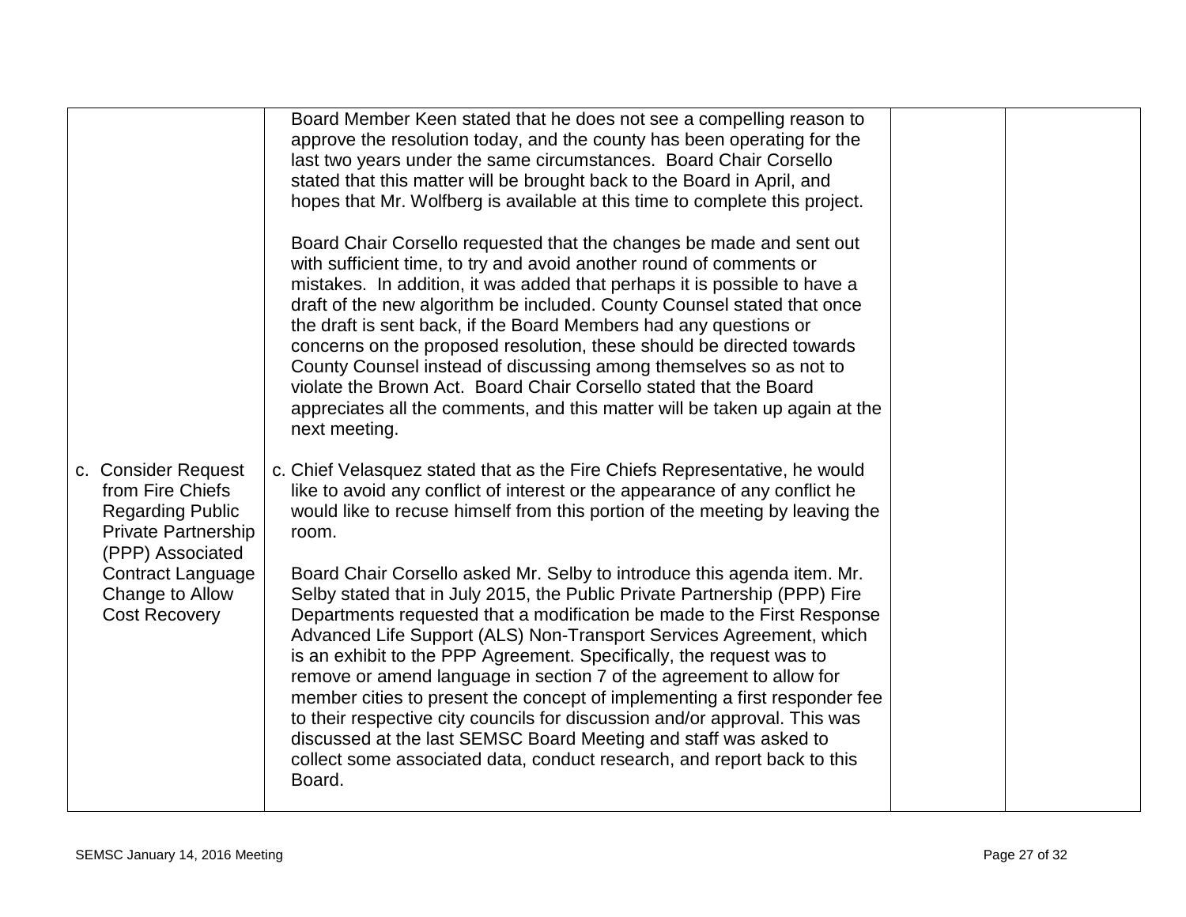| | | | |
|---|---|---|---|
| | Board Member Keen stated that he does not see a compelling reason to approve the resolution today, and the county has been operating for the last two years under the same circumstances. Board Chair Corsello stated that this matter will be brought back to the Board in April, and hopes that Mr. Wolfberg is available at this time to complete this project.<br><br>Board Chair Corsello requested that the changes be made and sent out with sufficient time, to try and avoid another round of comments or mistakes. In addition, it was added that perhaps it is possible to have a draft of the new algorithm be included. County Counsel stated that once the draft is sent back, if the Board Members had any questions or concerns on the proposed resolution, these should be directed towards County Counsel instead of discussing among themselves so as not to violate the Brown Act. Board Chair Corsello stated that the Board appreciates all the comments, and this matter will be taken up again at the next meeting. | | |
| c. Consider Request from Fire Chiefs Regarding Public Private Partnership (PPP) Associated Contract Language Change to Allow Cost Recovery | c. Chief Velasquez stated that as the Fire Chiefs Representative, he would like to avoid any conflict of interest or the appearance of any conflict he would like to recuse himself from this portion of the meeting by leaving the room.<br><br>Board Chair Corsello asked Mr. Selby to introduce this agenda item. Mr. Selby stated that in July 2015, the Public Private Partnership (PPP) Fire Departments requested that a modification be made to the First Response Advanced Life Support (ALS) Non-Transport Services Agreement, which is an exhibit to the PPP Agreement. Specifically, the request was to remove or amend language in section 7 of the agreement to allow for member cities to present the concept of implementing a first responder fee to their respective city councils for discussion and/or approval. This was discussed at the last SEMSC Board Meeting and staff was asked to collect some associated data, conduct research, and report back to this Board. | | |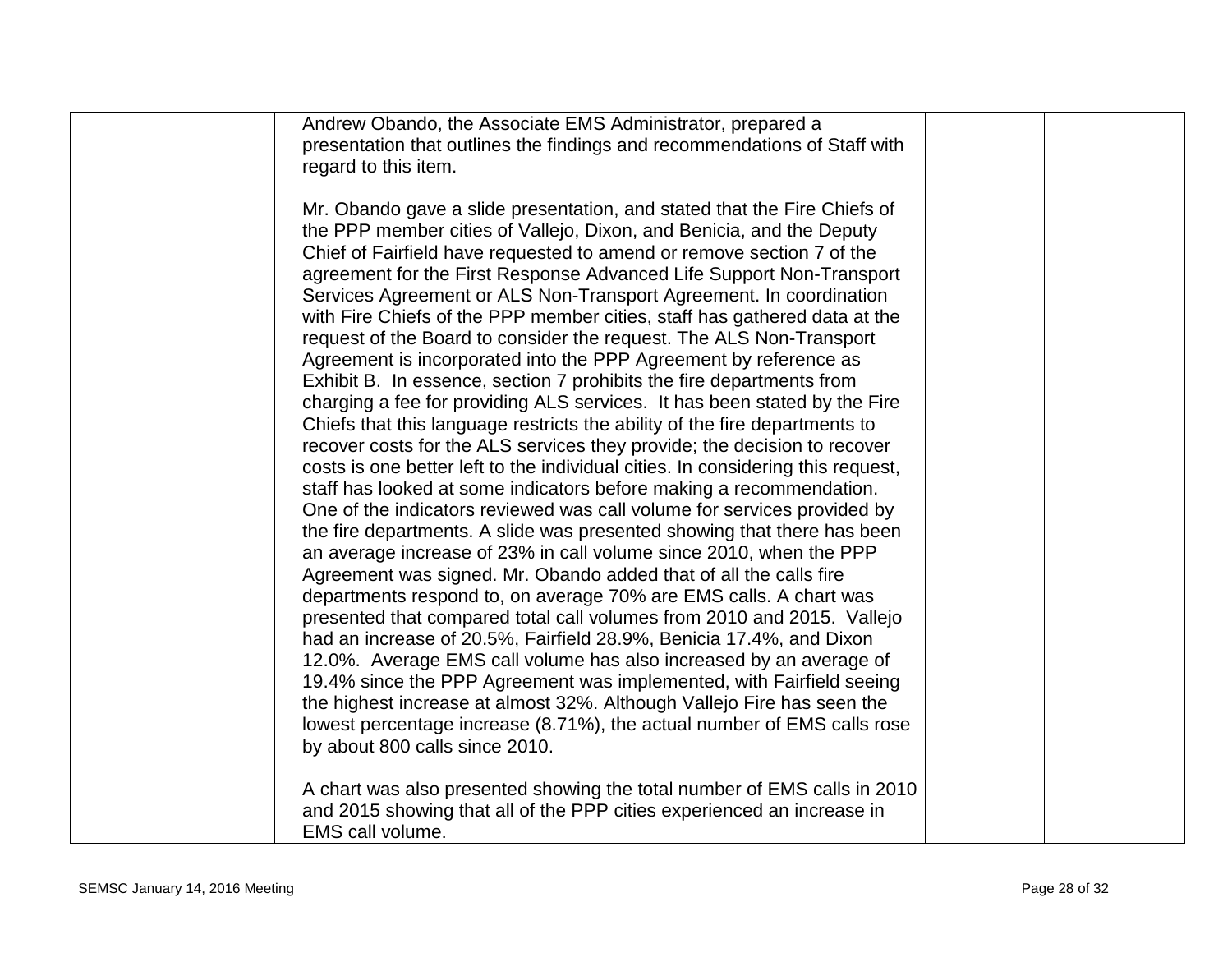| | | | |
|---|---|---|---|
| | Andrew Obando, the Associate EMS Administrator, prepared a presentation that outlines the findings and recommendations of Staff with regard to this item.<br><br>Mr. Obando gave a slide presentation, and stated that the Fire Chiefs of the PPP member cities of Vallejo, Dixon, and Benicia, and the Deputy Chief of Fairfield have requested to amend or remove section 7 of the agreement for the First Response Advanced Life Support Non-Transport Services Agreement or ALS Non-Transport Agreement. In coordination with Fire Chiefs of the PPP member cities, staff has gathered data at the request of the Board to consider the request. The ALS Non-Transport Agreement is incorporated into the PPP Agreement by reference as Exhibit B. In essence, section 7 prohibits the fire departments from charging a fee for providing ALS services. It has been stated by the Fire Chiefs that this language restricts the ability of the fire departments to recover costs for the ALS services they provide; the decision to recover costs is one better left to the individual cities. In considering this request, staff has looked at some indicators before making a recommendation. One of the indicators reviewed was call volume for services provided by the fire departments. A slide was presented showing that there has been an average increase of 23% in call volume since 2010, when the PPP Agreement was signed. Mr. Obando added that of all the calls fire departments respond to, on average 70% are EMS calls. A chart was presented that compared total call volumes from 2010 and 2015. Vallejo had an increase of 20.5%, Fairfield 28.9%, Benicia 17.4%, and Dixon 12.0%. Average EMS call volume has also increased by an average of 19.4% since the PPP Agreement was implemented, with Fairfield seeing the highest increase at almost 32%. Although Vallejo Fire has seen the lowest percentage increase (8.71%), the actual number of EMS calls rose by about 800 calls since 2010.<br><br>A chart was also presented showing the total number of EMS calls in 2010 and 2015 showing that all of the PPP cities experienced an increase in EMS call volume. | | |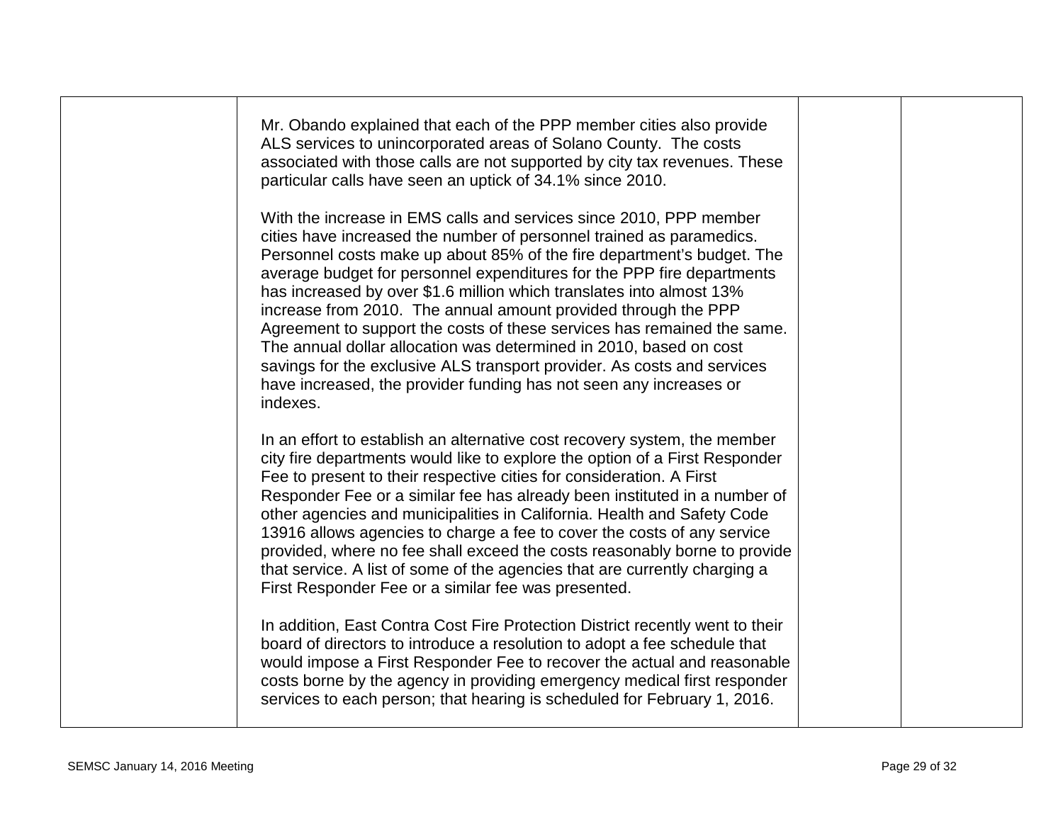| | | | |
|---|---|---|---|
| | Mr. Obando explained that each of the PPP member cities also provide ALS services to unincorporated areas of Solano County. The costs associated with those calls are not supported by city tax revenues. These particular calls have seen an uptick of 34.1% since 2010.<br><br>With the increase in EMS calls and services since 2010, PPP member cities have increased the number of personnel trained as paramedics. Personnel costs make up about 85% of the fire department's budget. The average budget for personnel expenditures for the PPP fire departments has increased by over $1.6 million which translates into almost 13% increase from 2010. The annual amount provided through the PPP Agreement to support the costs of these services has remained the same. The annual dollar allocation was determined in 2010, based on cost savings for the exclusive ALS transport provider. As costs and services have increased, the provider funding has not seen any increases or indexes.<br><br>In an effort to establish an alternative cost recovery system, the member city fire departments would like to explore the option of a First Responder Fee to present to their respective cities for consideration. A First Responder Fee or a similar fee has already been instituted in a number of other agencies and municipalities in California. Health and Safety Code 13916 allows agencies to charge a fee to cover the costs of any service provided, where no fee shall exceed the costs reasonably borne to provide that service. A list of some of the agencies that are currently charging a First Responder Fee or a similar fee was presented.<br><br>In addition, East Contra Cost Fire Protection District recently went to their board of directors to introduce a resolution to adopt a fee schedule that would impose a First Responder Fee to recover the actual and reasonable costs borne by the agency in providing emergency medical first responder services to each person; that hearing is scheduled for February 1, 2016. | | |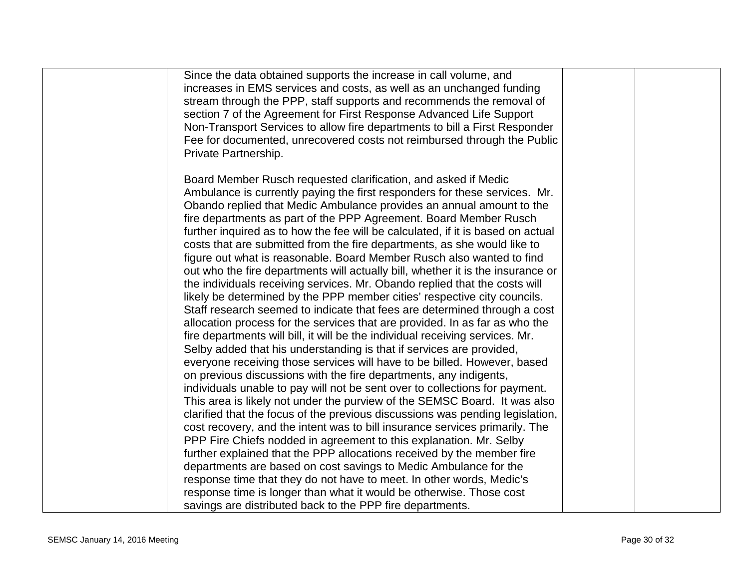| | | | |
|---|---|---|---|
| | Since the data obtained supports the increase in call volume, and increases in EMS services and costs, as well as an unchanged funding stream through the PPP, staff supports and recommends the removal of section 7 of the Agreement for First Response Advanced Life Support Non-Transport Services to allow fire departments to bill a First Responder Fee for documented, unrecovered costs not reimbursed through the Public Private Partnership.<br><br>Board Member Rusch requested clarification, and asked if Medic Ambulance is currently paying the first responders for these services. Mr. Obando replied that Medic Ambulance provides an annual amount to the fire departments as part of the PPP Agreement. Board Member Rusch further inquired as to how the fee will be calculated, if it is based on actual costs that are submitted from the fire departments, as she would like to figure out what is reasonable. Board Member Rusch also wanted to find out who the fire departments will actually bill, whether it is the insurance or the individuals receiving services. Mr. Obando replied that the costs will likely be determined by the PPP member cities' respective city councils. Staff research seemed to indicate that fees are determined through a cost allocation process for the services that are provided. In as far as who the fire departments will bill, it will be the individual receiving services. Mr. Selby added that his understanding is that if services are provided, everyone receiving those services will have to be billed. However, based on previous discussions with the fire departments, any indigents, individuals unable to pay will not be sent over to collections for payment. This area is likely not under the purview of the SEMSC Board. It was also clarified that the focus of the previous discussions was pending legislation, cost recovery, and the intent was to bill insurance services primarily. The PPP Fire Chiefs nodded in agreement to this explanation. Mr. Selby further explained that the PPP allocations received by the member fire departments are based on cost savings to Medic Ambulance for the response time that they do not have to meet. In other words, Medic's response time is longer than what it would be otherwise. Those cost savings are distributed back to the PPP fire departments. | | |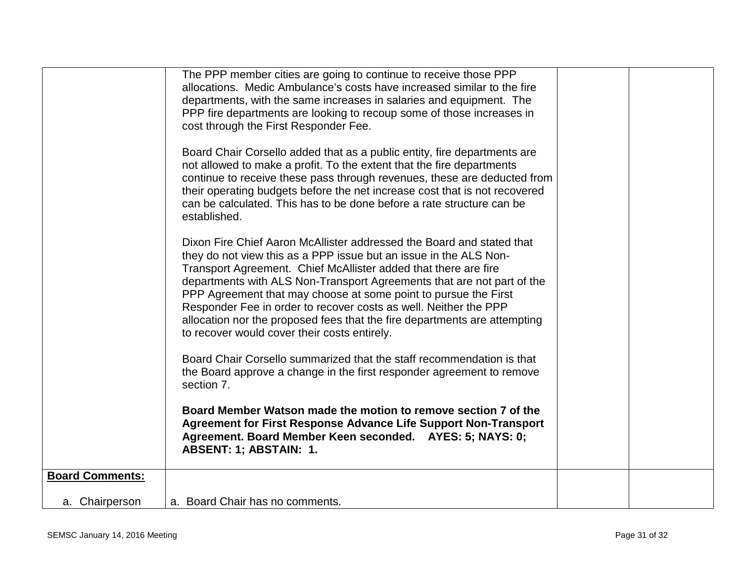| | | | |
|---|---|---|---|
| | The PPP member cities are going to continue to receive those PPP allocations. Medic Ambulance's costs have increased similar to the fire departments, with the same increases in salaries and equipment. The PPP fire departments are looking to recoup some of those increases in cost through the First Responder Fee.<br><br>Board Chair Corsello added that as a public entity, fire departments are not allowed to make a profit. To the extent that the fire departments continue to receive these pass through revenues, these are deducted from their operating budgets before the net increase cost that is not recovered can be calculated. This has to be done before a rate structure can be established.<br><br>Dixon Fire Chief Aaron McAllister addressed the Board and stated that they do not view this as a PPP issue but an issue in the ALS Non-Transport Agreement. Chief McAllister added that there are fire departments with ALS Non-Transport Agreements that are not part of the PPP Agreement that may choose at some point to pursue the First Responder Fee in order to recover costs as well. Neither the PPP allocation nor the proposed fees that the fire departments are attempting to recover would cover their costs entirely.<br><br>Board Chair Corsello summarized that the staff recommendation is that the Board approve a change in the first responder agreement to remove section 7.<br><br>**Board Member Watson made the motion to remove section 7 of the Agreement for First Response Advance Life Support Non-Transport Agreement. Board Member Keen seconded. AYES: 5; NAYS: 0; ABSENT: 1; ABSTAIN: 1.** | | |
| **Board Comments:**<br><br>a. Chairperson | <br><br>a. Board Chair has no comments. | | |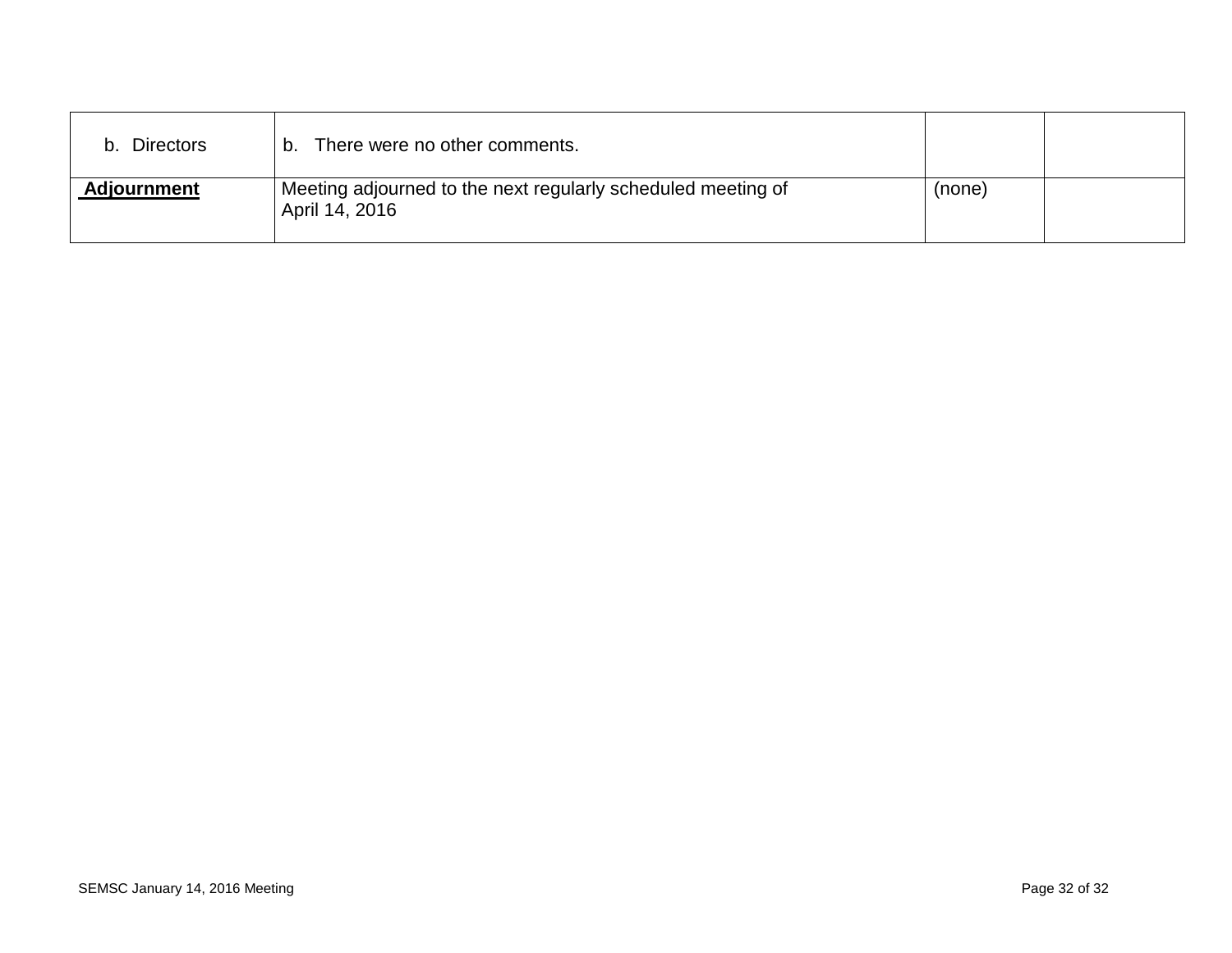| | | | |
|---|---|---|---|
| b. Directors | b. There were no other comments. | | |
| **Adjournment** | Meeting adjourned to the next regularly scheduled meeting of April 14, 2016 | (none) | |